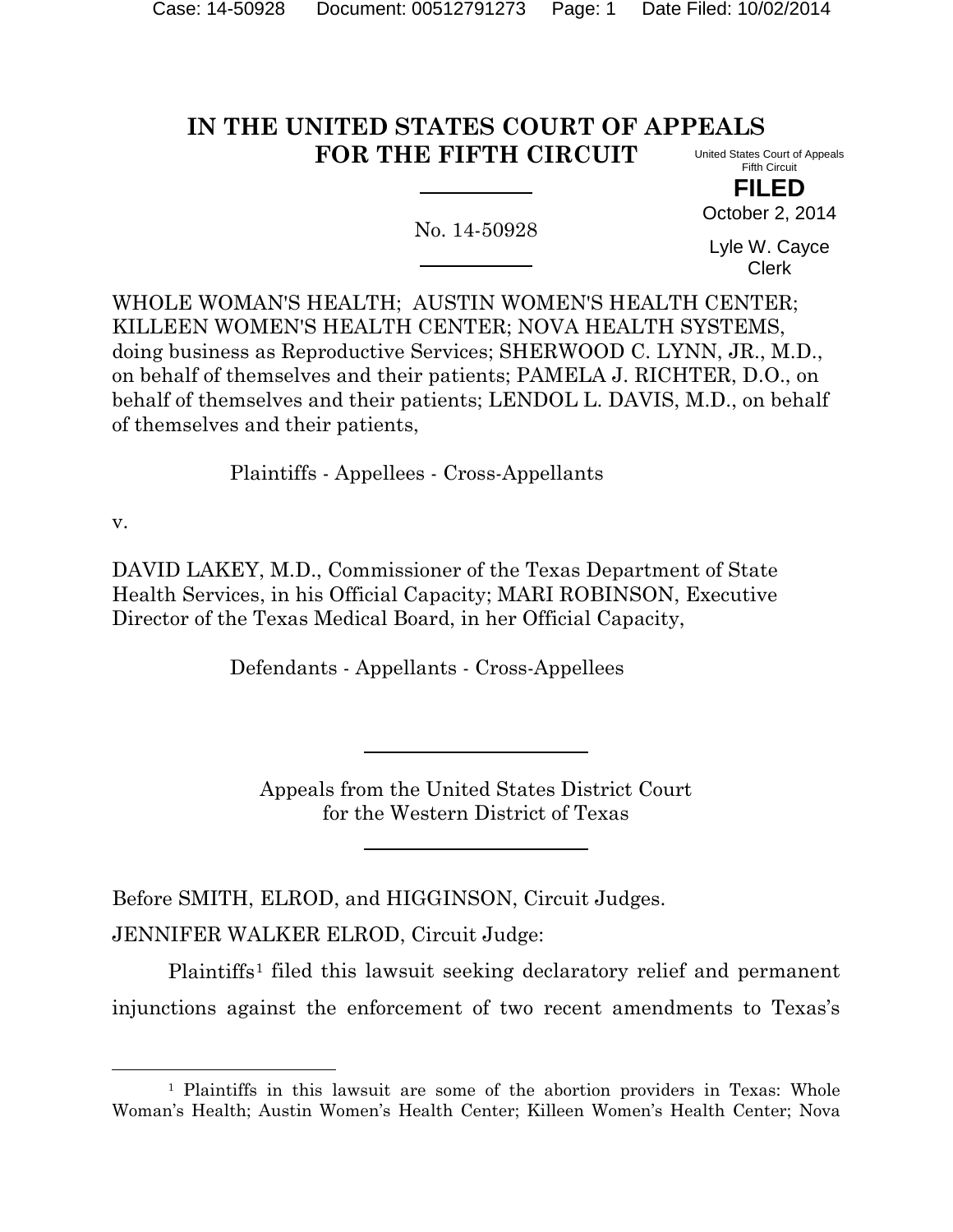# IN THE UNITED STATES COURT OF APPEALS FOR THE FIFTH CIRCUIT

United States Court of Appeals
Fifth Circuit

**FILED**

October 2, 2014

Lyle W. Cayce
Clerk

No. 14-50928

WHOLE WOMAN'S HEALTH; AUSTIN WOMEN'S HEALTH CENTER; KILLEEN WOMEN'S HEALTH CENTER; NOVA HEALTH SYSTEMS, doing business as Reproductive Services; SHERWOOD C. LYNN, JR., M.D., on behalf of themselves and their patients; PAMELA J. RICHTER, D.O., on behalf of themselves and their patients; LENDOL L. DAVIS, M.D., on behalf of themselves and their patients,

Plaintiffs - Appellees - Cross-Appellants

v.

DAVID LAKEY, M.D., Commissioner of the Texas Department of State Health Services, in his Official Capacity; MARI ROBINSON, Executive Director of the Texas Medical Board, in her Official Capacity,

Defendants - Appellants - Cross-Appellees

Appeals from the United States District Court for the Western District of Texas

Before SMITH, ELROD, and HIGGINSON, Circuit Judges.

JENNIFER WALKER ELROD, Circuit Judge:

Plaintiffs[1] filed this lawsuit seeking declaratory relief and permanent injunctions against the enforcement of two recent amendments to Texas's

[1] Plaintiffs in this lawsuit are some of the abortion providers in Texas: Whole Woman's Health; Austin Women's Health Center; Killeen Women's Health Center; Nova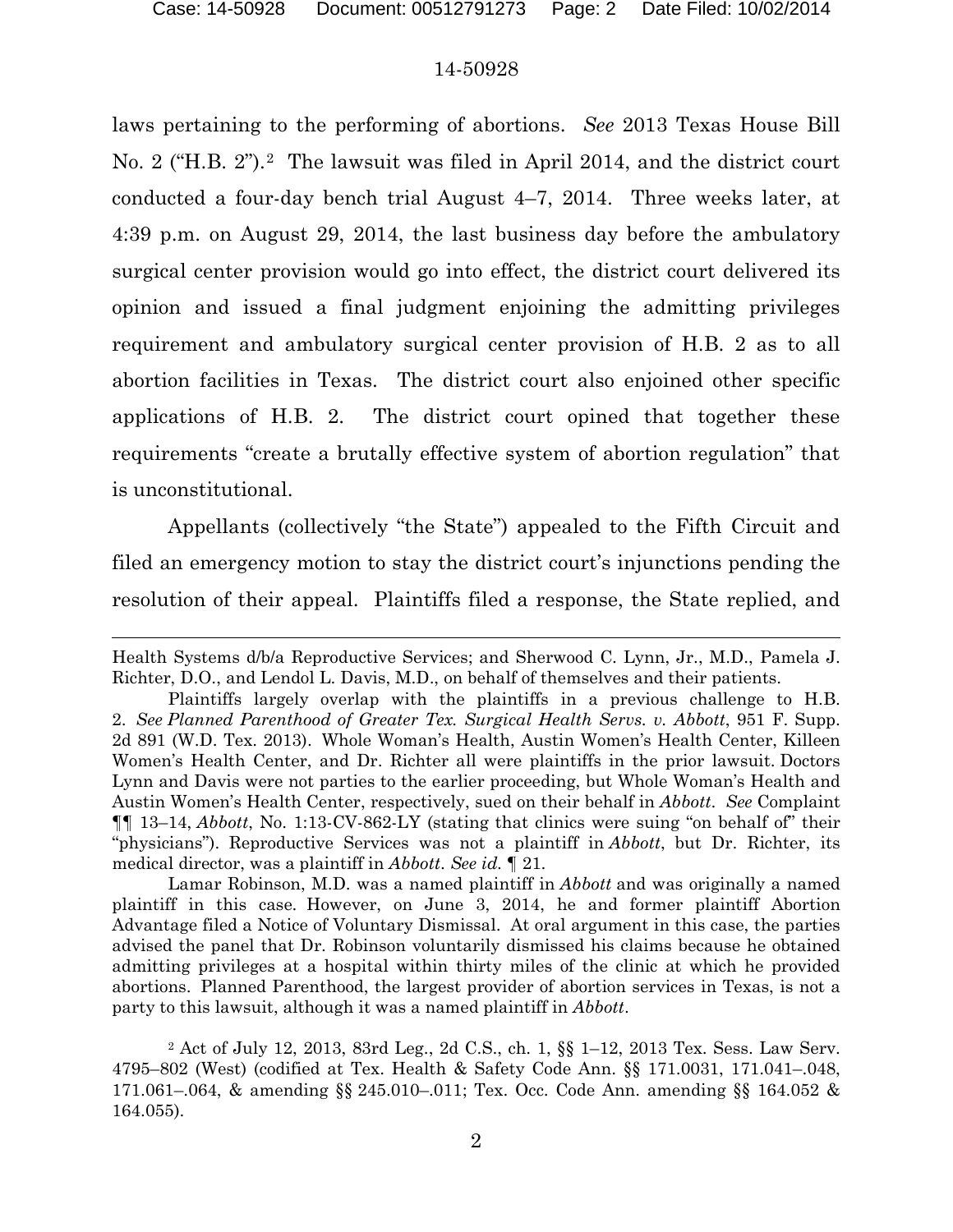laws pertaining to the performing of abortions. *See* 2013 Texas House Bill No. 2 ("H.B. 2").[2] The lawsuit was filed in April 2014, and the district court conducted a four-day bench trial August 4–7, 2014. Three weeks later, at 4:39 p.m. on August 29, 2014, the last business day before the ambulatory surgical center provision would go into effect, the district court delivered its opinion and issued a final judgment enjoining the admitting privileges requirement and ambulatory surgical center provision of H.B. 2 as to all abortion facilities in Texas. The district court also enjoined other specific applications of H.B. 2. The district court opined that together these requirements "create a brutally effective system of abortion regulation" that is unconstitutional.

Appellants (collectively "the State") appealed to the Fifth Circuit and filed an emergency motion to stay the district court's injunctions pending the resolution of their appeal. Plaintiffs filed a response, the State replied, and

---

Health Systems d/b/a Reproductive Services; and Sherwood C. Lynn, Jr., M.D., Pamela J. Richter, D.O., and Lendol L. Davis, M.D., on behalf of themselves and their patients.

Plaintiffs largely overlap with the plaintiffs in a previous challenge to H.B. 2. *See Planned Parenthood of Greater Tex. Surgical Health Servs. v. Abbott*, 951 F. Supp. 2d 891 (W.D. Tex. 2013). Whole Woman's Health, Austin Women's Health Center, Killeen Women's Health Center, and Dr. Richter all were plaintiffs in the prior lawsuit. Doctors Lynn and Davis were not parties to the earlier proceeding, but Whole Woman's Health and Austin Women's Health Center, respectively, sued on their behalf in *Abbott*. *See* Complaint ¶¶ 13–14, *Abbott*, No. 1:13-CV-862-LY (stating that clinics were suing "on behalf of" their "physicians"). Reproductive Services was not a plaintiff in *Abbott*, but Dr. Richter, its medical director, was a plaintiff in *Abbott*. *See id.* ¶ 21.

Lamar Robinson, M.D. was a named plaintiff in *Abbott* and was originally a named plaintiff in this case. However, on June 3, 2014, he and former plaintiff Abortion Advantage filed a Notice of Voluntary Dismissal. At oral argument in this case, the parties advised the panel that Dr. Robinson voluntarily dismissed his claims because he obtained admitting privileges at a hospital within thirty miles of the clinic at which he provided abortions. Planned Parenthood, the largest provider of abortion services in Texas, is not a party to this lawsuit, although it was a named plaintiff in *Abbott*.

[2] Act of July 12, 2013, 83rd Leg., 2d C.S., ch. 1, §§ 1–12, 2013 Tex. Sess. Law Serv. 4795–802 (West) (codified at Tex. Health & Safety Code Ann. §§ 171.0031, 171.041–.048, 171.061–.064, & amending §§ 245.010–.011; Tex. Occ. Code Ann. amending §§ 164.052 & 164.055).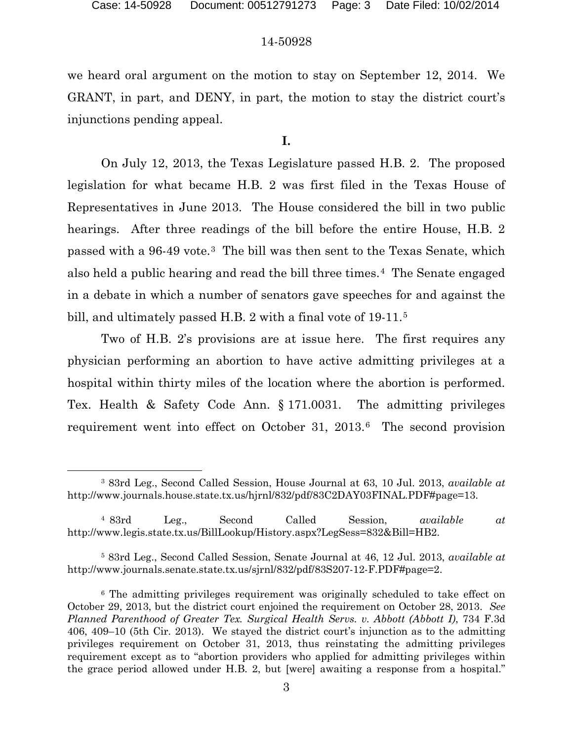we heard oral argument on the motion to stay on September 12, 2014. We GRANT, in part, and DENY, in part, the motion to stay the district court's injunctions pending appeal.

## I.

On July 12, 2013, the Texas Legislature passed H.B. 2. The proposed legislation for what became H.B. 2 was first filed in the Texas House of Representatives in June 2013. The House considered the bill in two public hearings. After three readings of the bill before the entire House, H.B. 2 passed with a 96-49 vote.[3] The bill was then sent to the Texas Senate, which also held a public hearing and read the bill three times.[4] The Senate engaged in a debate in which a number of senators gave speeches for and against the bill, and ultimately passed H.B. 2 with a final vote of 19-11.[5]

Two of H.B. 2's provisions are at issue here. The first requires any physician performing an abortion to have active admitting privileges at a hospital within thirty miles of the location where the abortion is performed. Tex. Health & Safety Code Ann. § 171.0031. The admitting privileges requirement went into effect on October 31, 2013.[6] The second provision

---

[3] 83rd Leg., Second Called Session, House Journal at 63, 10 Jul. 2013, *available at* http://www.journals.house.state.tx.us/hjrnl/832/pdf/83C2DAY03FINAL.PDF#page=13.

[4] 83rd Leg., Second Called Session, *available at* http://www.legis.state.tx.us/BillLookup/History.aspx?LegSess=832&Bill=HB2.

[5] 83rd Leg., Second Called Session, Senate Journal at 46, 12 Jul. 2013, *available at* http://www.journals.senate.state.tx.us/sjrnl/832/pdf/83S207-12-F.PDF#page=2.

[6] The admitting privileges requirement was originally scheduled to take effect on October 29, 2013, but the district court enjoined the requirement on October 28, 2013. *See Planned Parenthood of Greater Tex. Surgical Health Servs. v. Abbott (Abbott I)*, 734 F.3d 406, 409–10 (5th Cir. 2013). We stayed the district court's injunction as to the admitting privileges requirement on October 31, 2013, thus reinstating the admitting privileges requirement except as to "abortion providers who applied for admitting privileges within the grace period allowed under H.B. 2, but [were] awaiting a response from a hospital."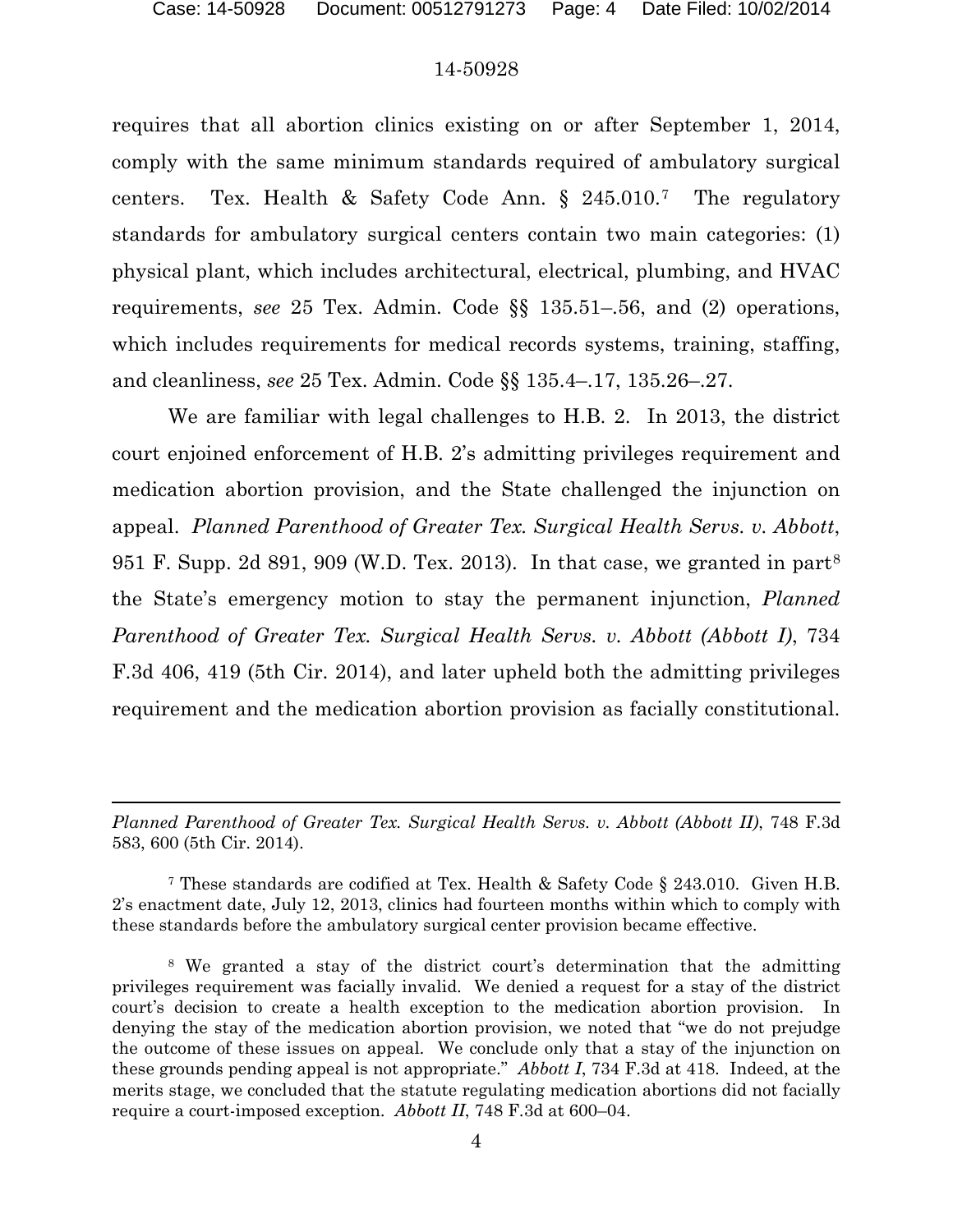requires that all abortion clinics existing on or after September 1, 2014, comply with the same minimum standards required of ambulatory surgical centers. Tex. Health & Safety Code Ann. § 245.010.[7] The regulatory standards for ambulatory surgical centers contain two main categories: (1) physical plant, which includes architectural, electrical, plumbing, and HVAC requirements, *see* 25 Tex. Admin. Code §§ 135.51–.56, and (2) operations, which includes requirements for medical records systems, training, staffing, and cleanliness, *see* 25 Tex. Admin. Code §§ 135.4–.17, 135.26–.27.

We are familiar with legal challenges to H.B. 2. In 2013, the district court enjoined enforcement of H.B. 2's admitting privileges requirement and medication abortion provision, and the State challenged the injunction on appeal. *Planned Parenthood of Greater Tex. Surgical Health Servs. v. Abbott*, 951 F. Supp. 2d 891, 909 (W.D. Tex. 2013). In that case, we granted in part[8] the State's emergency motion to stay the permanent injunction, *Planned Parenthood of Greater Tex. Surgical Health Servs. v. Abbott (Abbott I)*, 734 F.3d 406, 419 (5th Cir. 2014), and later upheld both the admitting privileges requirement and the medication abortion provision as facially constitutional.

---

*Planned Parenthood of Greater Tex. Surgical Health Servs. v. Abbott (Abbott II)*, 748 F.3d 583, 600 (5th Cir. 2014).

[7] These standards are codified at Tex. Health & Safety Code § 243.010. Given H.B. 2's enactment date, July 12, 2013, clinics had fourteen months within which to comply with these standards before the ambulatory surgical center provision became effective.

[8] We granted a stay of the district court's determination that the admitting privileges requirement was facially invalid. We denied a request for a stay of the district court's decision to create a health exception to the medication abortion provision. In denying the stay of the medication abortion provision, we noted that "we do not prejudge the outcome of these issues on appeal. We conclude only that a stay of the injunction on these grounds pending appeal is not appropriate." *Abbott I*, 734 F.3d at 418. Indeed, at the merits stage, we concluded that the statute regulating medication abortions did not facially require a court-imposed exception. *Abbott II*, 748 F.3d at 600–04.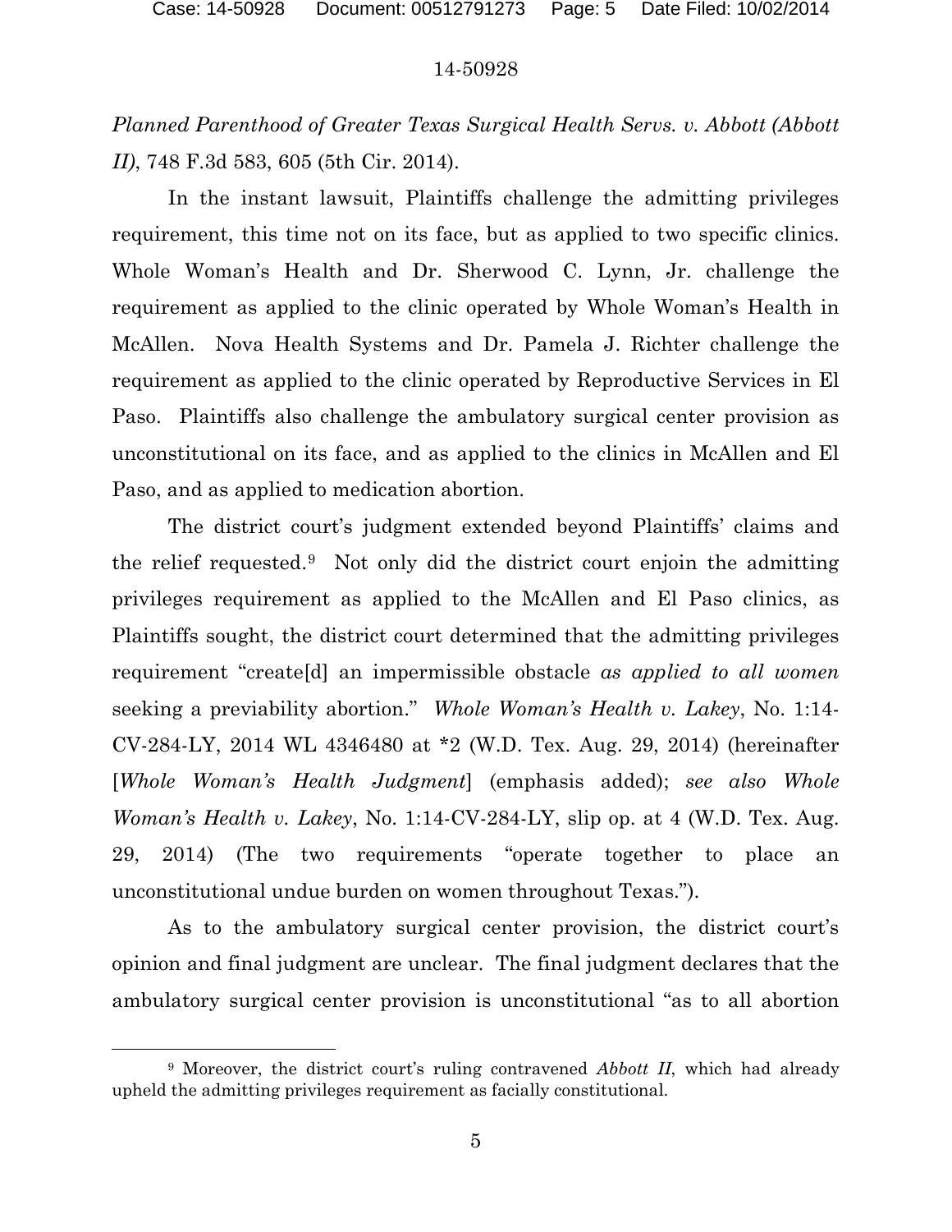*Planned Parenthood of Greater Texas Surgical Health Servs. v. Abbott (Abbott II)*, 748 F.3d 583, 605 (5th Cir. 2014).

In the instant lawsuit, Plaintiffs challenge the admitting privileges requirement, this time not on its face, but as applied to two specific clinics. Whole Woman's Health and Dr. Sherwood C. Lynn, Jr. challenge the requirement as applied to the clinic operated by Whole Woman's Health in McAllen. Nova Health Systems and Dr. Pamela J. Richter challenge the requirement as applied to the clinic operated by Reproductive Services in El Paso. Plaintiffs also challenge the ambulatory surgical center provision as unconstitutional on its face, and as applied to the clinics in McAllen and El Paso, and as applied to medication abortion.

The district court's judgment extended beyond Plaintiffs' claims and the relief requested.[9] Not only did the district court enjoin the admitting privileges requirement as applied to the McAllen and El Paso clinics, as Plaintiffs sought, the district court determined that the admitting privileges requirement "create[d] an impermissible obstacle *as applied to all women* seeking a previability abortion." *Whole Woman's Health v. Lakey*, No. 1:14-CV-284-LY, 2014 WL 4346480 at *2 (W.D. Tex. Aug. 29, 2014) (hereinafter [*Whole Woman's Health Judgment*] (emphasis added); *see also Whole Woman's Health v. Lakey*, No. 1:14-CV-284-LY, slip op. at 4 (W.D. Tex. Aug. 29, 2014) (The two requirements "operate together to place an unconstitutional undue burden on women throughout Texas.").

As to the ambulatory surgical center provision, the district court's opinion and final judgment are unclear. The final judgment declares that the ambulatory surgical center provision is unconstitutional "as to all abortion

[9] Moreover, the district court's ruling contravened *Abbott II*, which had already upheld the admitting privileges requirement as facially constitutional.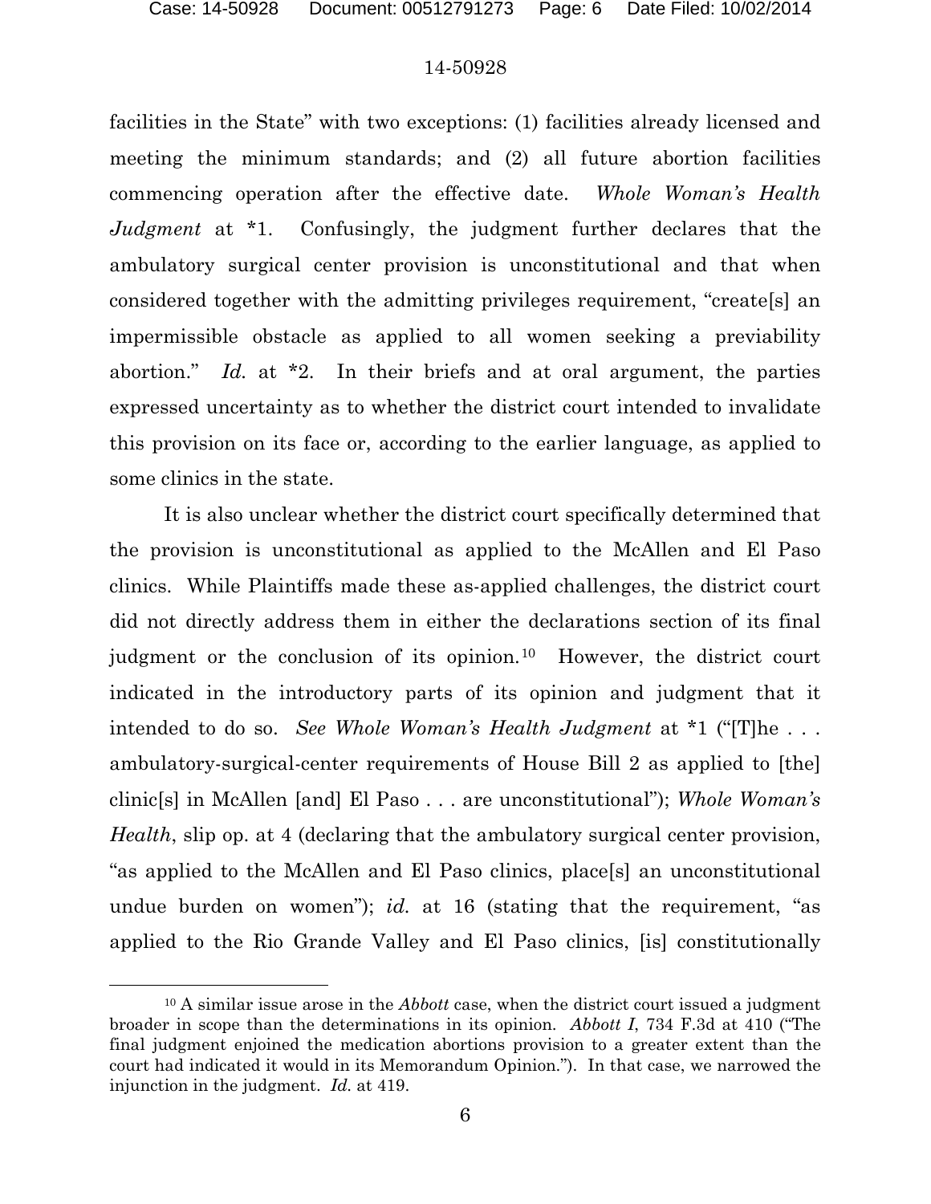facilities in the State" with two exceptions: (1) facilities already licensed and meeting the minimum standards; and (2) all future abortion facilities commencing operation after the effective date. *Whole Woman's Health Judgment* at *1. Confusingly, the judgment further declares that the ambulatory surgical center provision is unconstitutional and that when considered together with the admitting privileges requirement, "create[s] an impermissible obstacle as applied to all women seeking a previability abortion." *Id.* at *2. In their briefs and at oral argument, the parties expressed uncertainty as to whether the district court intended to invalidate this provision on its face or, according to the earlier language, as applied to some clinics in the state.

It is also unclear whether the district court specifically determined that the provision is unconstitutional as applied to the McAllen and El Paso clinics. While Plaintiffs made these as-applied challenges, the district court did not directly address them in either the declarations section of its final judgment or the conclusion of its opinion.[10] However, the district court indicated in the introductory parts of its opinion and judgment that it intended to do so. *See Whole Woman's Health Judgment* at *1 ("[T]he . . . ambulatory-surgical-center requirements of House Bill 2 as applied to [the] clinic[s] in McAllen [and] El Paso . . . are unconstitutional"); *Whole Woman's Health*, slip op. at 4 (declaring that the ambulatory surgical center provision, "as applied to the McAllen and El Paso clinics, place[s] an unconstitutional undue burden on women"); *id.* at 16 (stating that the requirement, "as applied to the Rio Grande Valley and El Paso clinics, [is] constitutionally

[10] A similar issue arose in the *Abbott* case, when the district court issued a judgment broader in scope than the determinations in its opinion. *Abbott I*, 734 F.3d at 410 ("The final judgment enjoined the medication abortions provision to a greater extent than the court had indicated it would in its Memorandum Opinion."). In that case, we narrowed the injunction in the judgment. *Id.* at 419.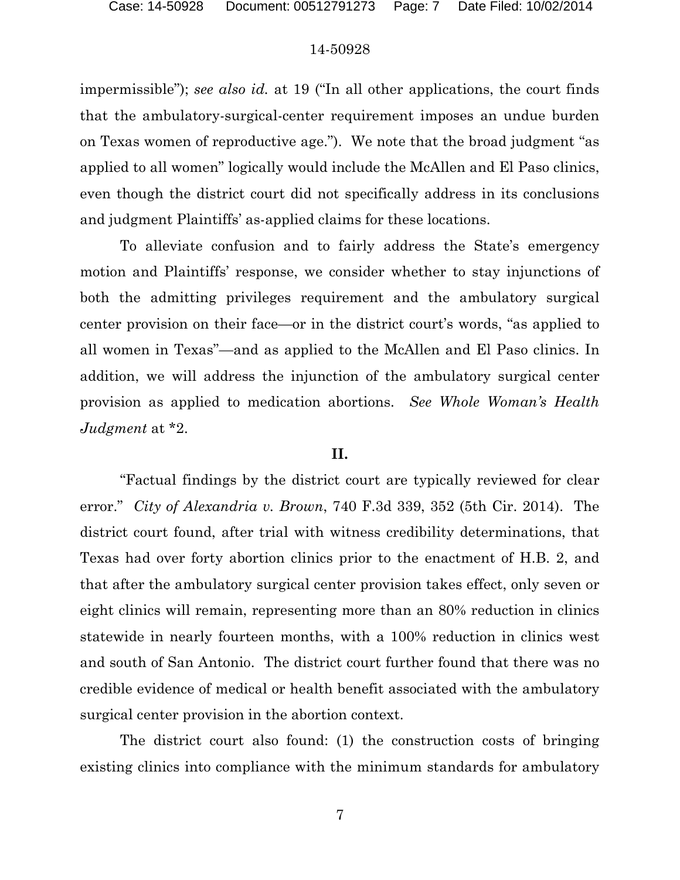impermissible"); *see also id.* at 19 ("In all other applications, the court finds that the ambulatory-surgical-center requirement imposes an undue burden on Texas women of reproductive age."). We note that the broad judgment "as applied to all women" logically would include the McAllen and El Paso clinics, even though the district court did not specifically address in its conclusions and judgment Plaintiffs' as-applied claims for these locations.

To alleviate confusion and to fairly address the State's emergency motion and Plaintiffs' response, we consider whether to stay injunctions of both the admitting privileges requirement and the ambulatory surgical center provision on their face—or in the district court's words, "as applied to all women in Texas"—and as applied to the McAllen and El Paso clinics. In addition, we will address the injunction of the ambulatory surgical center provision as applied to medication abortions. *See Whole Woman's Health Judgment* at *2.

## II.

"Factual findings by the district court are typically reviewed for clear error." *City of Alexandria v. Brown*, 740 F.3d 339, 352 (5th Cir. 2014). The district court found, after trial with witness credibility determinations, that Texas had over forty abortion clinics prior to the enactment of H.B. 2, and that after the ambulatory surgical center provision takes effect, only seven or eight clinics will remain, representing more than an 80% reduction in clinics statewide in nearly fourteen months, with a 100% reduction in clinics west and south of San Antonio. The district court further found that there was no credible evidence of medical or health benefit associated with the ambulatory surgical center provision in the abortion context.

The district court also found: (1) the construction costs of bringing existing clinics into compliance with the minimum standards for ambulatory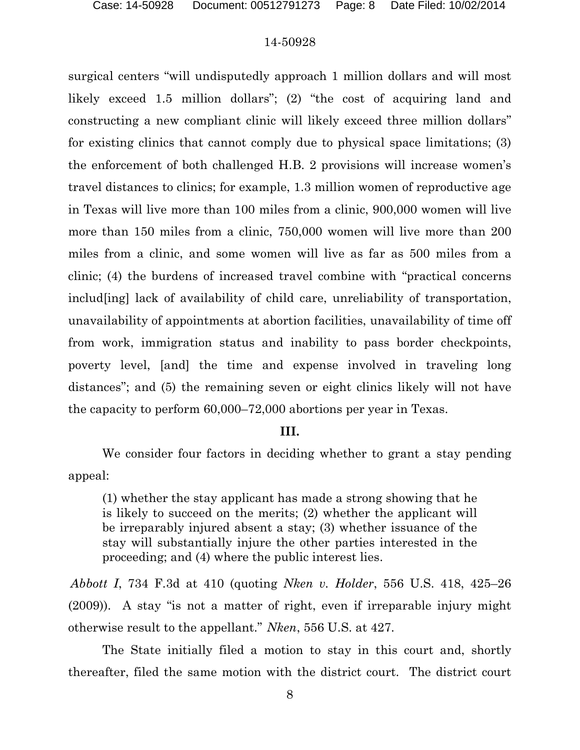surgical centers "will undisputedly approach 1 million dollars and will most likely exceed 1.5 million dollars"; (2) "the cost of acquiring land and constructing a new compliant clinic will likely exceed three million dollars" for existing clinics that cannot comply due to physical space limitations; (3) the enforcement of both challenged H.B. 2 provisions will increase women's travel distances to clinics; for example, 1.3 million women of reproductive age in Texas will live more than 100 miles from a clinic, 900,000 women will live more than 150 miles from a clinic, 750,000 women will live more than 200 miles from a clinic, and some women will live as far as 500 miles from a clinic; (4) the burdens of increased travel combine with "practical concerns includ[ing] lack of availability of child care, unreliability of transportation, unavailability of appointments at abortion facilities, unavailability of time off from work, immigration status and inability to pass border checkpoints, poverty level, [and] the time and expense involved in traveling long distances"; and (5) the remaining seven or eight clinics likely will not have the capacity to perform 60,000–72,000 abortions per year in Texas.

## III.

We consider four factors in deciding whether to grant a stay pending appeal:

> (1) whether the stay applicant has made a strong showing that he is likely to succeed on the merits; (2) whether the applicant will be irreparably injured absent a stay; (3) whether issuance of the stay will substantially injure the other parties interested in the proceeding; and (4) where the public interest lies.

*Abbott I*, 734 F.3d at 410 (quoting *Nken v. Holder*, 556 U.S. 418, 425–26 (2009)). A stay "is not a matter of right, even if irreparable injury might otherwise result to the appellant." *Nken*, 556 U.S. at 427.

The State initially filed a motion to stay in this court and, shortly thereafter, filed the same motion with the district court. The district court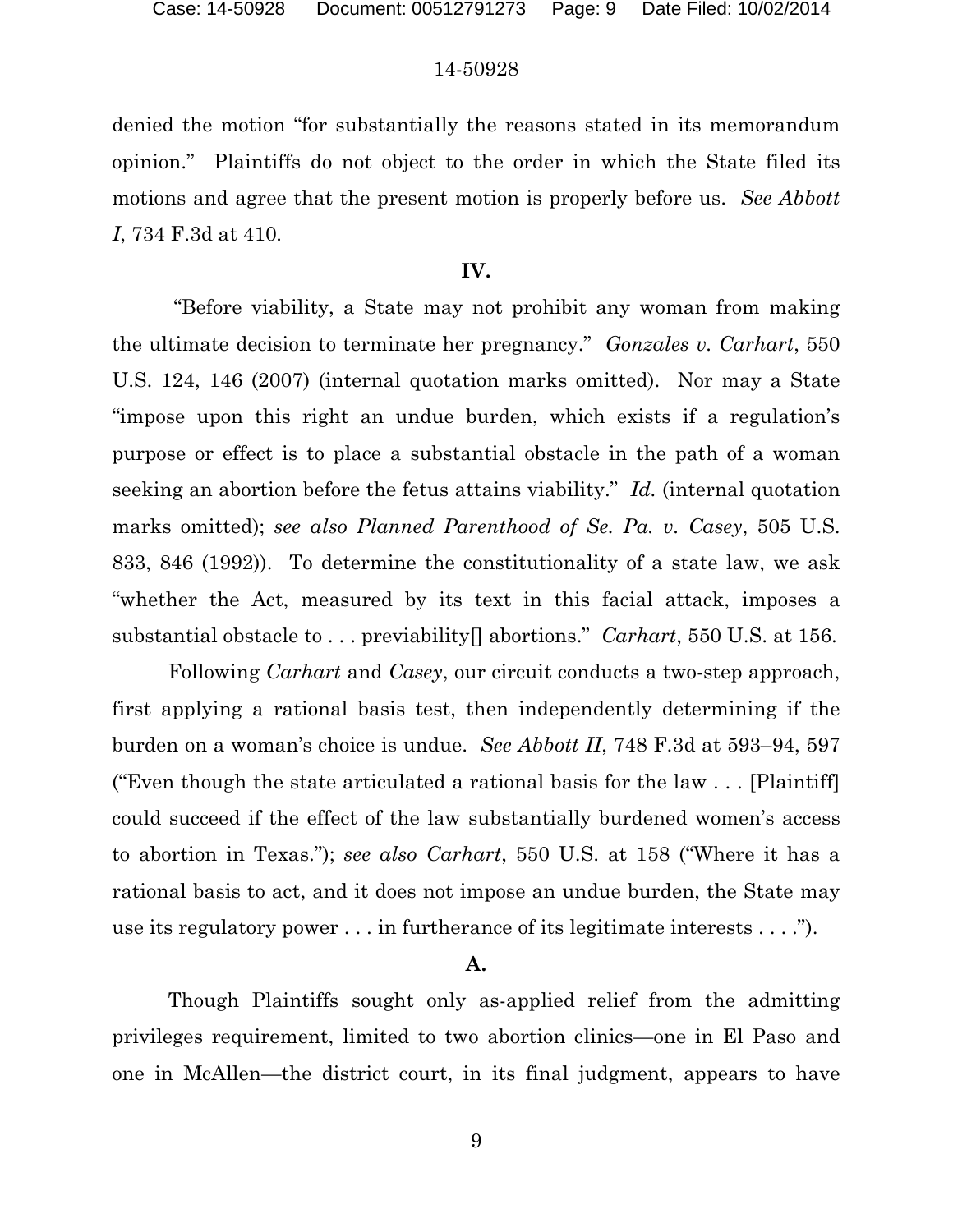denied the motion "for substantially the reasons stated in its memorandum opinion." Plaintiffs do not object to the order in which the State filed its motions and agree that the present motion is properly before us. *See Abbott I*, 734 F.3d at 410.

## IV.

"Before viability, a State may not prohibit any woman from making the ultimate decision to terminate her pregnancy." *Gonzales v. Carhart*, 550 U.S. 124, 146 (2007) (internal quotation marks omitted). Nor may a State "impose upon this right an undue burden, which exists if a regulation's purpose or effect is to place a substantial obstacle in the path of a woman seeking an abortion before the fetus attains viability." *Id.* (internal quotation marks omitted); *see also Planned Parenthood of Se. Pa. v. Casey*, 505 U.S. 833, 846 (1992)). To determine the constitutionality of a state law, we ask "whether the Act, measured by its text in this facial attack, imposes a substantial obstacle to . . . previability[] abortions." *Carhart*, 550 U.S. at 156.

Following *Carhart* and *Casey*, our circuit conducts a two-step approach, first applying a rational basis test, then independently determining if the burden on a woman's choice is undue. *See Abbott II*, 748 F.3d at 593–94, 597 ("Even though the state articulated a rational basis for the law . . . [Plaintiff] could succeed if the effect of the law substantially burdened women's access to abortion in Texas."); *see also Carhart*, 550 U.S. at 158 ("Where it has a rational basis to act, and it does not impose an undue burden, the State may use its regulatory power . . . in furtherance of its legitimate interests . . . .").

### A.

Though Plaintiffs sought only as-applied relief from the admitting privileges requirement, limited to two abortion clinics—one in El Paso and one in McAllen—the district court, in its final judgment, appears to have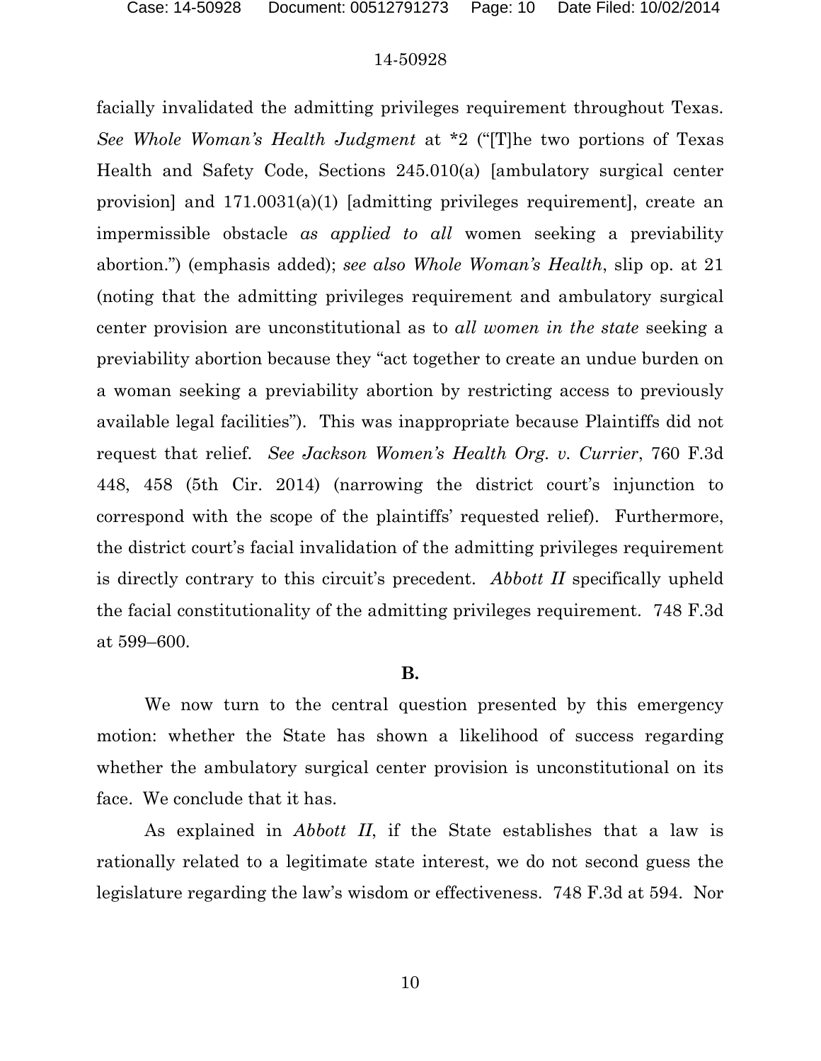facially invalidated the admitting privileges requirement throughout Texas. *See Whole Woman's Health Judgment* at *2 ("[T]he two portions of Texas Health and Safety Code, Sections 245.010(a) [ambulatory surgical center provision] and 171.0031(a)(1) [admitting privileges requirement], create an impermissible obstacle *as applied to all* women seeking a previability abortion.") (emphasis added); *see also Whole Woman's Health*, slip op. at 21 (noting that the admitting privileges requirement and ambulatory surgical center provision are unconstitutional as to *all women in the state* seeking a previability abortion because they "act together to create an undue burden on a woman seeking a previability abortion by restricting access to previously available legal facilities"). This was inappropriate because Plaintiffs did not request that relief. *See Jackson Women's Health Org. v. Currier*, 760 F.3d 448, 458 (5th Cir. 2014) (narrowing the district court's injunction to correspond with the scope of the plaintiffs' requested relief). Furthermore, the district court's facial invalidation of the admitting privileges requirement is directly contrary to this circuit's precedent. *Abbott II* specifically upheld the facial constitutionality of the admitting privileges requirement. 748 F.3d at 599–600.

**B.**

We now turn to the central question presented by this emergency motion: whether the State has shown a likelihood of success regarding whether the ambulatory surgical center provision is unconstitutional on its face. We conclude that it has.

As explained in *Abbott II*, if the State establishes that a law is rationally related to a legitimate state interest, we do not second guess the legislature regarding the law's wisdom or effectiveness. 748 F.3d at 594. Nor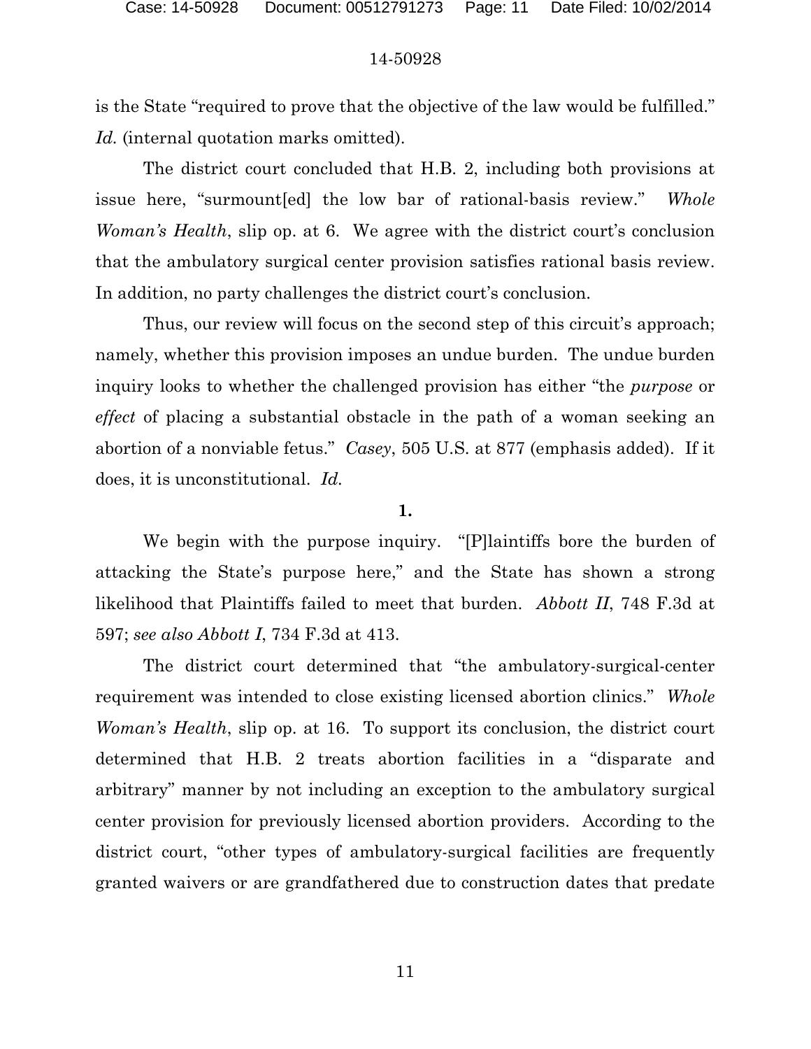is the State "required to prove that the objective of the law would be fulfilled." *Id.* (internal quotation marks omitted).

The district court concluded that H.B. 2, including both provisions at issue here, "surmount[ed] the low bar of rational-basis review." *Whole Woman's Health*, slip op. at 6. We agree with the district court's conclusion that the ambulatory surgical center provision satisfies rational basis review. In addition, no party challenges the district court's conclusion.

Thus, our review will focus on the second step of this circuit's approach; namely, whether this provision imposes an undue burden. The undue burden inquiry looks to whether the challenged provision has either "the *purpose* or *effect* of placing a substantial obstacle in the path of a woman seeking an abortion of a nonviable fetus." *Casey*, 505 U.S. at 877 (emphasis added). If it does, it is unconstitutional. *Id.*

**1.**

We begin with the purpose inquiry. "[P]laintiffs bore the burden of attacking the State's purpose here," and the State has shown a strong likelihood that Plaintiffs failed to meet that burden. *Abbott II*, 748 F.3d at 597; *see also Abbott I*, 734 F.3d at 413.

The district court determined that "the ambulatory-surgical-center requirement was intended to close existing licensed abortion clinics." *Whole Woman's Health*, slip op. at 16. To support its conclusion, the district court determined that H.B. 2 treats abortion facilities in a "disparate and arbitrary" manner by not including an exception to the ambulatory surgical center provision for previously licensed abortion providers. According to the district court, "other types of ambulatory-surgical facilities are frequently granted waivers or are grandfathered due to construction dates that predate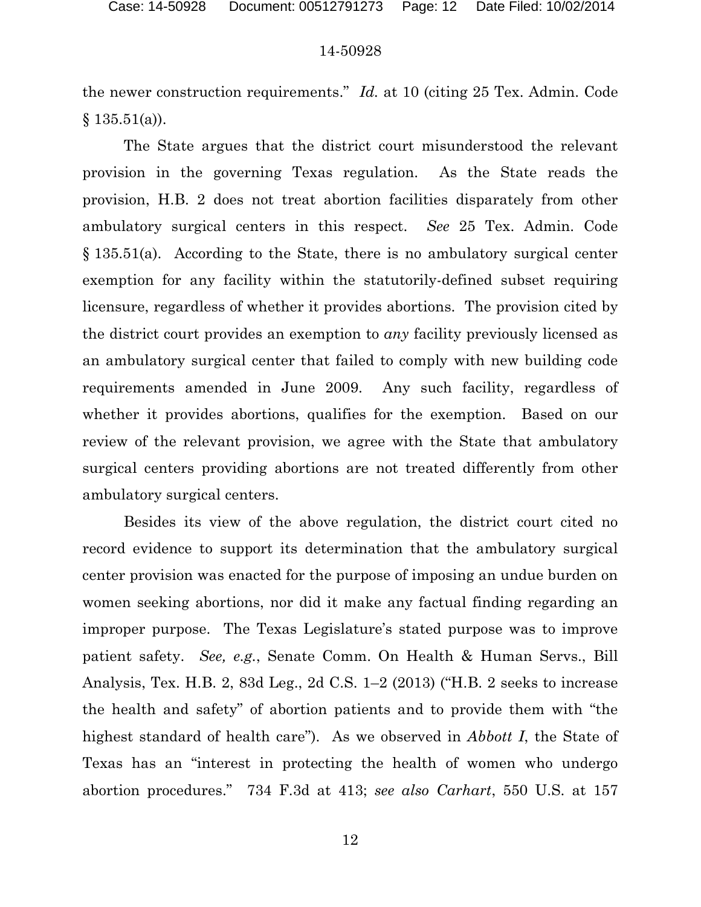the newer construction requirements." *Id.* at 10 (citing 25 Tex. Admin. Code § 135.51(a)).

The State argues that the district court misunderstood the relevant provision in the governing Texas regulation. As the State reads the provision, H.B. 2 does not treat abortion facilities disparately from other ambulatory surgical centers in this respect. *See* 25 Tex. Admin. Code § 135.51(a). According to the State, there is no ambulatory surgical center exemption for any facility within the statutorily-defined subset requiring licensure, regardless of whether it provides abortions. The provision cited by the district court provides an exemption to *any* facility previously licensed as an ambulatory surgical center that failed to comply with new building code requirements amended in June 2009. Any such facility, regardless of whether it provides abortions, qualifies for the exemption. Based on our review of the relevant provision, we agree with the State that ambulatory surgical centers providing abortions are not treated differently from other ambulatory surgical centers.

Besides its view of the above regulation, the district court cited no record evidence to support its determination that the ambulatory surgical center provision was enacted for the purpose of imposing an undue burden on women seeking abortions, nor did it make any factual finding regarding an improper purpose. The Texas Legislature's stated purpose was to improve patient safety. *See, e.g.*, Senate Comm. On Health & Human Servs., Bill Analysis, Tex. H.B. 2, 83d Leg., 2d C.S. 1–2 (2013) ("H.B. 2 seeks to increase the health and safety" of abortion patients and to provide them with "the highest standard of health care"). As we observed in *Abbott I*, the State of Texas has an "interest in protecting the health of women who undergo abortion procedures." 734 F.3d at 413; *see also Carhart*, 550 U.S. at 157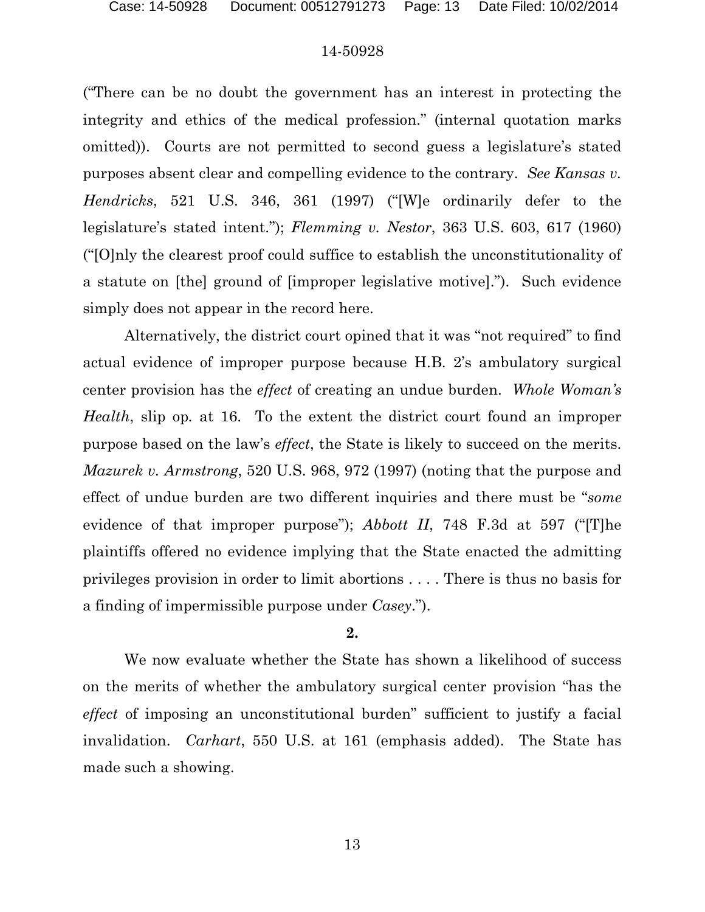("There can be no doubt the government has an interest in protecting the integrity and ethics of the medical profession." (internal quotation marks omitted)). Courts are not permitted to second guess a legislature's stated purposes absent clear and compelling evidence to the contrary. *See Kansas v. Hendricks*, 521 U.S. 346, 361 (1997) ("[W]e ordinarily defer to the legislature's stated intent."); *Flemming v. Nestor*, 363 U.S. 603, 617 (1960) ("[O]nly the clearest proof could suffice to establish the unconstitutionality of a statute on [the] ground of [improper legislative motive]."). Such evidence simply does not appear in the record here.

Alternatively, the district court opined that it was "not required" to find actual evidence of improper purpose because H.B. 2's ambulatory surgical center provision has the *effect* of creating an undue burden. *Whole Woman's Health*, slip op. at 16. To the extent the district court found an improper purpose based on the law's *effect*, the State is likely to succeed on the merits. *Mazurek v. Armstrong*, 520 U.S. 968, 972 (1997) (noting that the purpose and effect of undue burden are two different inquiries and there must be "*some* evidence of that improper purpose"); *Abbott II*, 748 F.3d at 597 ("[T]he plaintiffs offered no evidence implying that the State enacted the admitting privileges provision in order to limit abortions . . . . There is thus no basis for a finding of impermissible purpose under *Casey*.").

**2.**

We now evaluate whether the State has shown a likelihood of success on the merits of whether the ambulatory surgical center provision "has the *effect* of imposing an unconstitutional burden" sufficient to justify a facial invalidation. *Carhart*, 550 U.S. at 161 (emphasis added). The State has made such a showing.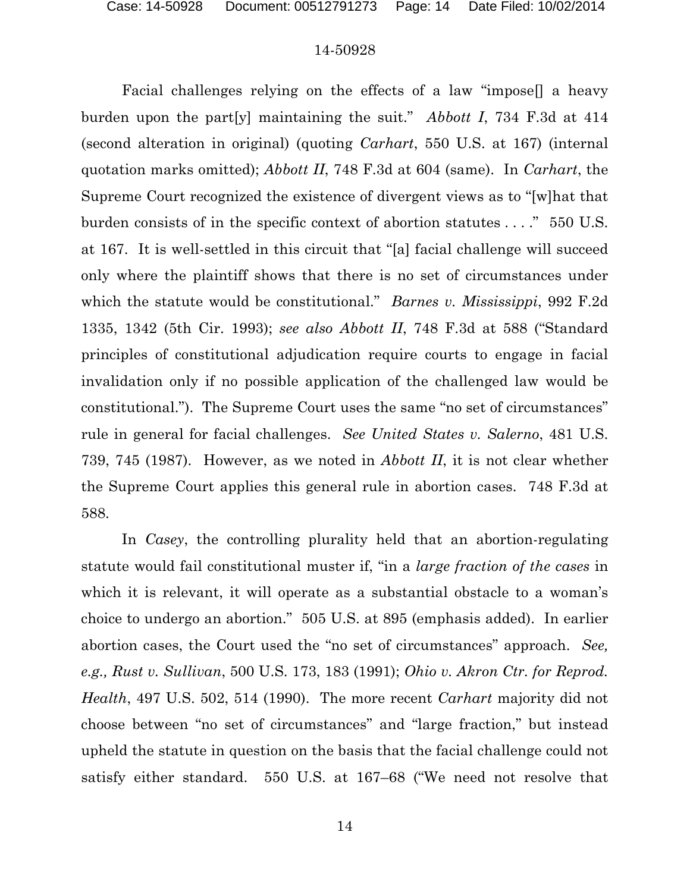Facial challenges relying on the effects of a law "impose[] a heavy burden upon the part[y] maintaining the suit." *Abbott I*, 734 F.3d at 414 (second alteration in original) (quoting *Carhart*, 550 U.S. at 167) (internal quotation marks omitted); *Abbott II*, 748 F.3d at 604 (same). In *Carhart*, the Supreme Court recognized the existence of divergent views as to "[w]hat that burden consists of in the specific context of abortion statutes . . . ." 550 U.S. at 167. It is well-settled in this circuit that "[a] facial challenge will succeed only where the plaintiff shows that there is no set of circumstances under which the statute would be constitutional." *Barnes v. Mississippi*, 992 F.2d 1335, 1342 (5th Cir. 1993); *see also Abbott II*, 748 F.3d at 588 ("Standard principles of constitutional adjudication require courts to engage in facial invalidation only if no possible application of the challenged law would be constitutional."). The Supreme Court uses the same "no set of circumstances" rule in general for facial challenges. *See United States v. Salerno*, 481 U.S. 739, 745 (1987). However, as we noted in *Abbott II*, it is not clear whether the Supreme Court applies this general rule in abortion cases. 748 F.3d at 588.

In *Casey*, the controlling plurality held that an abortion-regulating statute would fail constitutional muster if, "in a *large fraction of the cases* in which it is relevant, it will operate as a substantial obstacle to a woman's choice to undergo an abortion." 505 U.S. at 895 (emphasis added). In earlier abortion cases, the Court used the "no set of circumstances" approach. *See, e.g., Rust v. Sullivan*, 500 U.S. 173, 183 (1991); *Ohio v. Akron Ctr. for Reprod. Health*, 497 U.S. 502, 514 (1990). The more recent *Carhart* majority did not choose between "no set of circumstances" and "large fraction," but instead upheld the statute in question on the basis that the facial challenge could not satisfy either standard. 550 U.S. at 167–68 ("We need not resolve that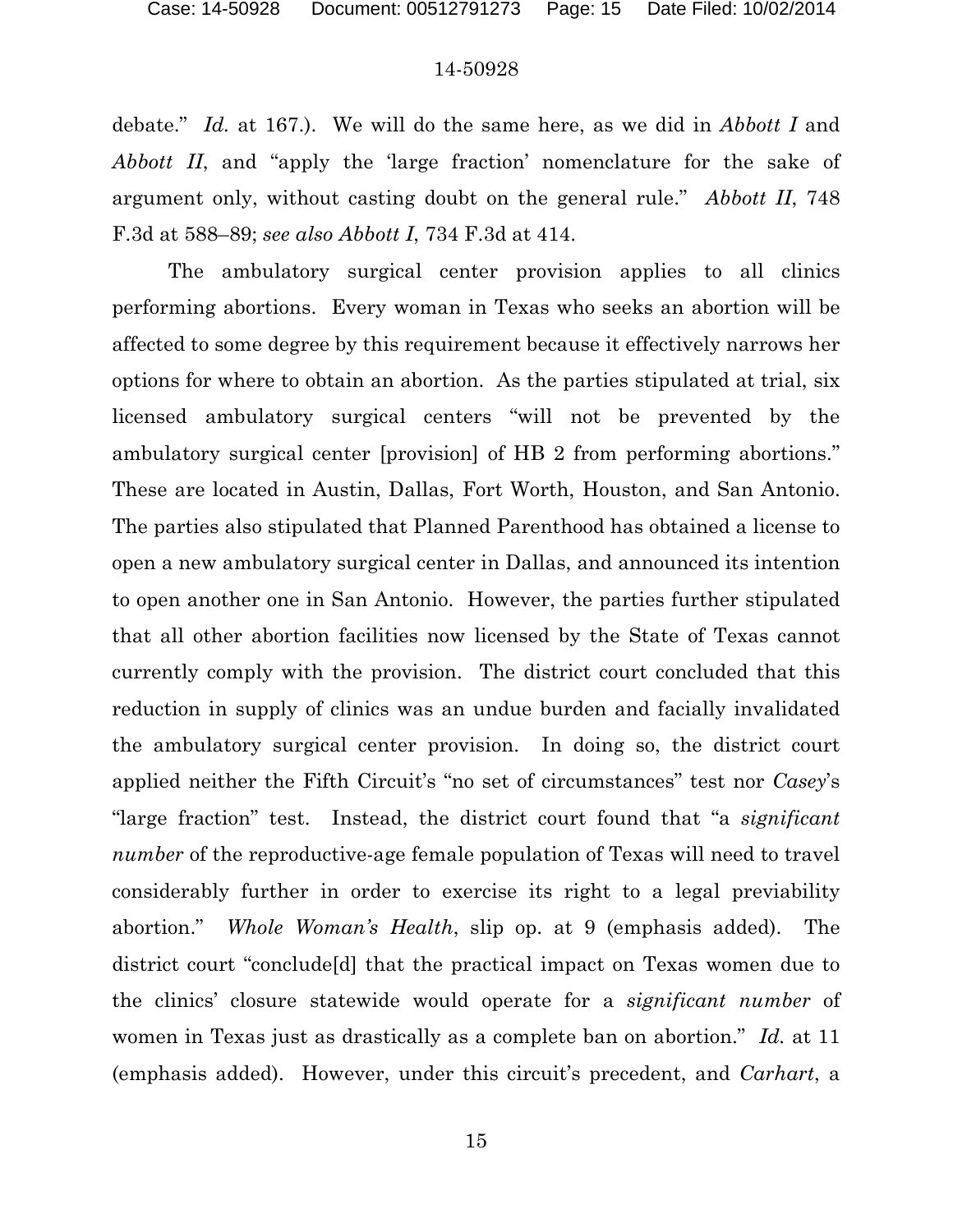debate." *Id.* at 167.). We will do the same here, as we did in *Abbott I* and *Abbott II*, and "apply the 'large fraction' nomenclature for the sake of argument only, without casting doubt on the general rule." *Abbott II*, 748 F.3d at 588–89; *see also Abbott I*, 734 F.3d at 414.

The ambulatory surgical center provision applies to all clinics performing abortions. Every woman in Texas who seeks an abortion will be affected to some degree by this requirement because it effectively narrows her options for where to obtain an abortion. As the parties stipulated at trial, six licensed ambulatory surgical centers "will not be prevented by the ambulatory surgical center [provision] of HB 2 from performing abortions." These are located in Austin, Dallas, Fort Worth, Houston, and San Antonio. The parties also stipulated that Planned Parenthood has obtained a license to open a new ambulatory surgical center in Dallas, and announced its intention to open another one in San Antonio. However, the parties further stipulated that all other abortion facilities now licensed by the State of Texas cannot currently comply with the provision. The district court concluded that this reduction in supply of clinics was an undue burden and facially invalidated the ambulatory surgical center provision. In doing so, the district court applied neither the Fifth Circuit's "no set of circumstances" test nor *Casey*'s "large fraction" test. Instead, the district court found that "a *significant number* of the reproductive-age female population of Texas will need to travel considerably further in order to exercise its right to a legal previability abortion." *Whole Woman's Health*, slip op. at 9 (emphasis added). The district court "conclude[d] that the practical impact on Texas women due to the clinics' closure statewide would operate for a *significant number* of women in Texas just as drastically as a complete ban on abortion." *Id.* at 11 (emphasis added). However, under this circuit's precedent, and *Carhart*, a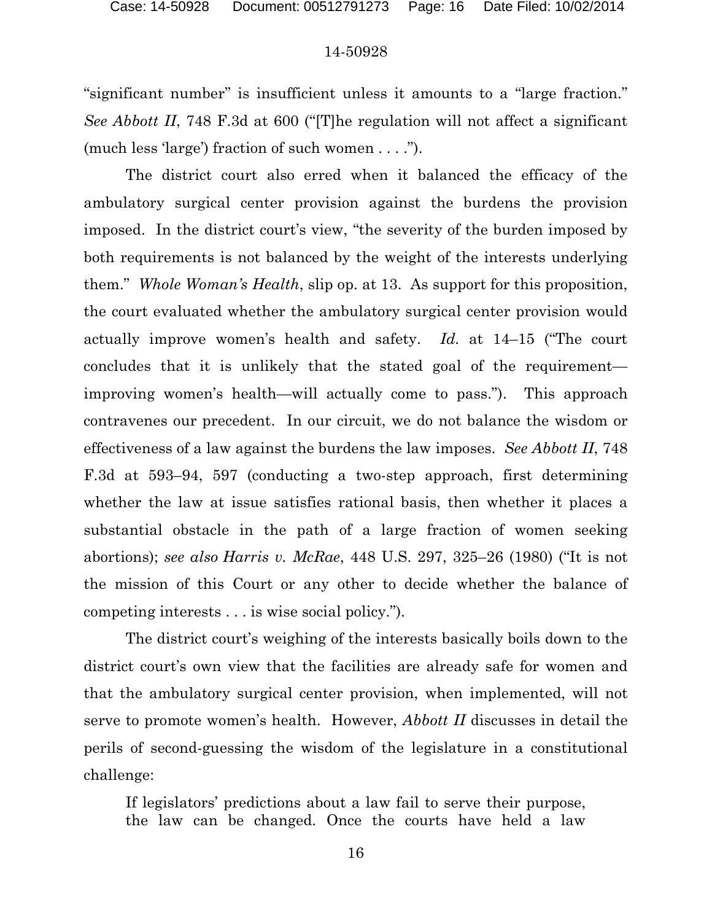"significant number" is insufficient unless it amounts to a "large fraction." *See Abbott II*, 748 F.3d at 600 ("[T]he regulation will not affect a significant (much less 'large') fraction of such women . . . .").

The district court also erred when it balanced the efficacy of the ambulatory surgical center provision against the burdens the provision imposed. In the district court's view, "the severity of the burden imposed by both requirements is not balanced by the weight of the interests underlying them." *Whole Woman's Health*, slip op. at 13. As support for this proposition, the court evaluated whether the ambulatory surgical center provision would actually improve women's health and safety. *Id.* at 14–15 ("The court concludes that it is unlikely that the stated goal of the requirement—improving women's health—will actually come to pass."). This approach contravenes our precedent. In our circuit, we do not balance the wisdom or effectiveness of a law against the burdens the law imposes. *See Abbott II*, 748 F.3d at 593–94, 597 (conducting a two-step approach, first determining whether the law at issue satisfies rational basis, then whether it places a substantial obstacle in the path of a large fraction of women seeking abortions); *see also Harris v. McRae*, 448 U.S. 297, 325–26 (1980) ("It is not the mission of this Court or any other to decide whether the balance of competing interests . . . is wise social policy.").

The district court's weighing of the interests basically boils down to the district court's own view that the facilities are already safe for women and that the ambulatory surgical center provision, when implemented, will not serve to promote women's health. However, *Abbott II* discusses in detail the perils of second-guessing the wisdom of the legislature in a constitutional challenge:

> If legislators' predictions about a law fail to serve their purpose, the law can be changed. Once the courts have held a law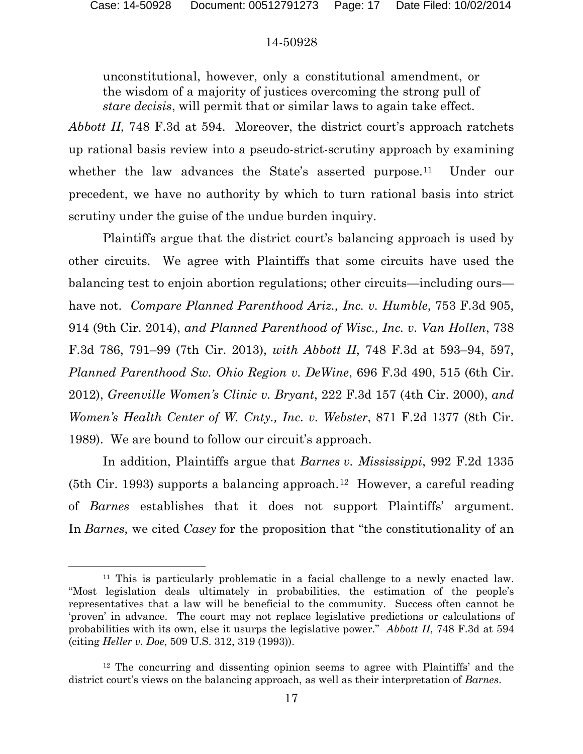> unconstitutional, however, only a constitutional amendment, or the wisdom of a majority of justices overcoming the strong pull of *stare decisis*, will permit that or similar laws to again take effect.

*Abbott II*, 748 F.3d at 594. Moreover, the district court's approach ratchets up rational basis review into a pseudo-strict-scrutiny approach by examining whether the law advances the State's asserted purpose.[11] Under our precedent, we have no authority by which to turn rational basis into strict scrutiny under the guise of the undue burden inquiry.

Plaintiffs argue that the district court's balancing approach is used by other circuits. We agree with Plaintiffs that some circuits have used the balancing test to enjoin abortion regulations; other circuits—including ours—have not. *Compare Planned Parenthood Ariz., Inc. v. Humble*, 753 F.3d 905, 914 (9th Cir. 2014), *and Planned Parenthood of Wisc., Inc. v. Van Hollen*, 738 F.3d 786, 791–99 (7th Cir. 2013), *with Abbott II*, 748 F.3d at 593–94, 597, *Planned Parenthood Sw. Ohio Region v. DeWine*, 696 F.3d 490, 515 (6th Cir. 2012), *Greenville Women's Clinic v. Bryant*, 222 F.3d 157 (4th Cir. 2000), *and Women's Health Center of W. Cnty., Inc. v. Webster*, 871 F.2d 1377 (8th Cir. 1989). We are bound to follow our circuit's approach.

In addition, Plaintiffs argue that *Barnes v. Mississippi*, 992 F.2d 1335 (5th Cir. 1993) supports a balancing approach.[12] However, a careful reading of *Barnes* establishes that it does not support Plaintiffs' argument. In *Barnes*, we cited *Casey* for the proposition that "the constitutionality of an

---

[11] This is particularly problematic in a facial challenge to a newly enacted law. "Most legislation deals ultimately in probabilities, the estimation of the people's representatives that a law will be beneficial to the community. Success often cannot be 'proven' in advance. The court may not replace legislative predictions or calculations of probabilities with its own, else it usurps the legislative power." *Abbott II*, 748 F.3d at 594 (citing *Heller v. Doe*, 509 U.S. 312, 319 (1993)).

[12] The concurring and dissenting opinion seems to agree with Plaintiffs' and the district court's views on the balancing approach, as well as their interpretation of *Barnes*.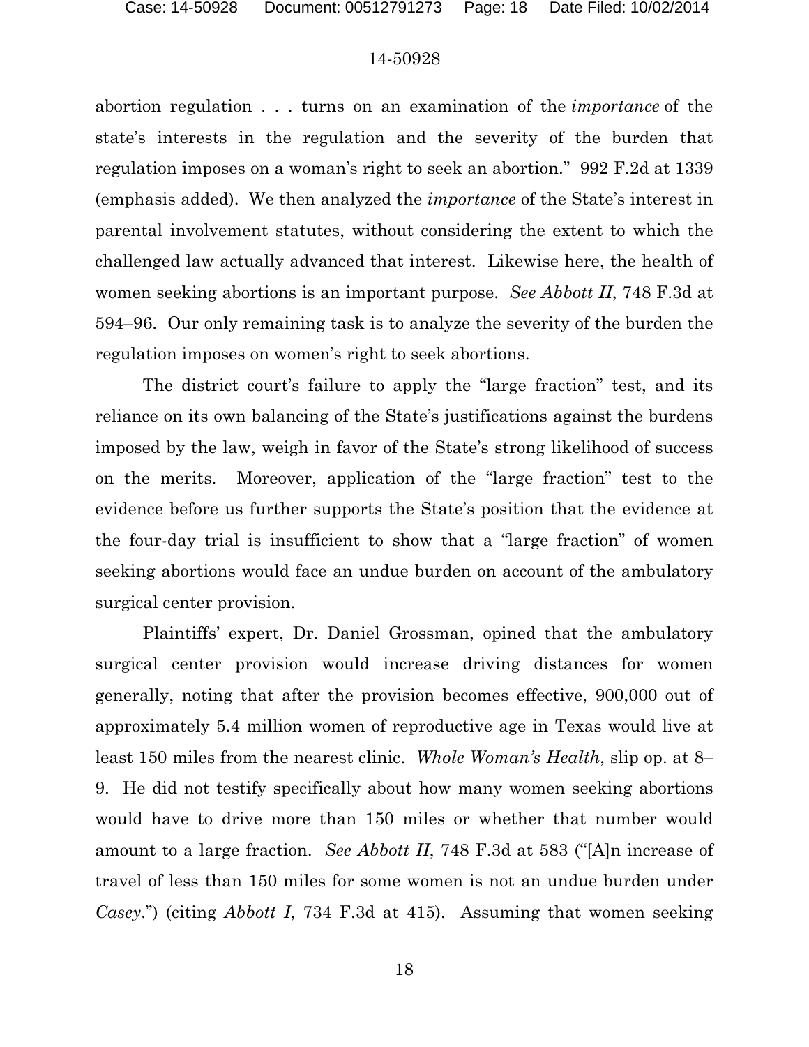abortion regulation . . . turns on an examination of the *importance* of the state's interests in the regulation and the severity of the burden that regulation imposes on a woman's right to seek an abortion." 992 F.2d at 1339 (emphasis added). We then analyzed the *importance* of the State's interest in parental involvement statutes, without considering the extent to which the challenged law actually advanced that interest. Likewise here, the health of women seeking abortions is an important purpose. *See Abbott II*, 748 F.3d at 594–96. Our only remaining task is to analyze the severity of the burden the regulation imposes on women's right to seek abortions.

The district court's failure to apply the "large fraction" test, and its reliance on its own balancing of the State's justifications against the burdens imposed by the law, weigh in favor of the State's strong likelihood of success on the merits. Moreover, application of the "large fraction" test to the evidence before us further supports the State's position that the evidence at the four-day trial is insufficient to show that a "large fraction" of women seeking abortions would face an undue burden on account of the ambulatory surgical center provision.

Plaintiffs' expert, Dr. Daniel Grossman, opined that the ambulatory surgical center provision would increase driving distances for women generally, noting that after the provision becomes effective, 900,000 out of approximately 5.4 million women of reproductive age in Texas would live at least 150 miles from the nearest clinic. *Whole Woman's Health*, slip op. at 8–9. He did not testify specifically about how many women seeking abortions would have to drive more than 150 miles or whether that number would amount to a large fraction. *See Abbott II*, 748 F.3d at 583 ("[A]n increase of travel of less than 150 miles for some women is not an undue burden under *Casey*.") (citing *Abbott I*, 734 F.3d at 415). Assuming that women seeking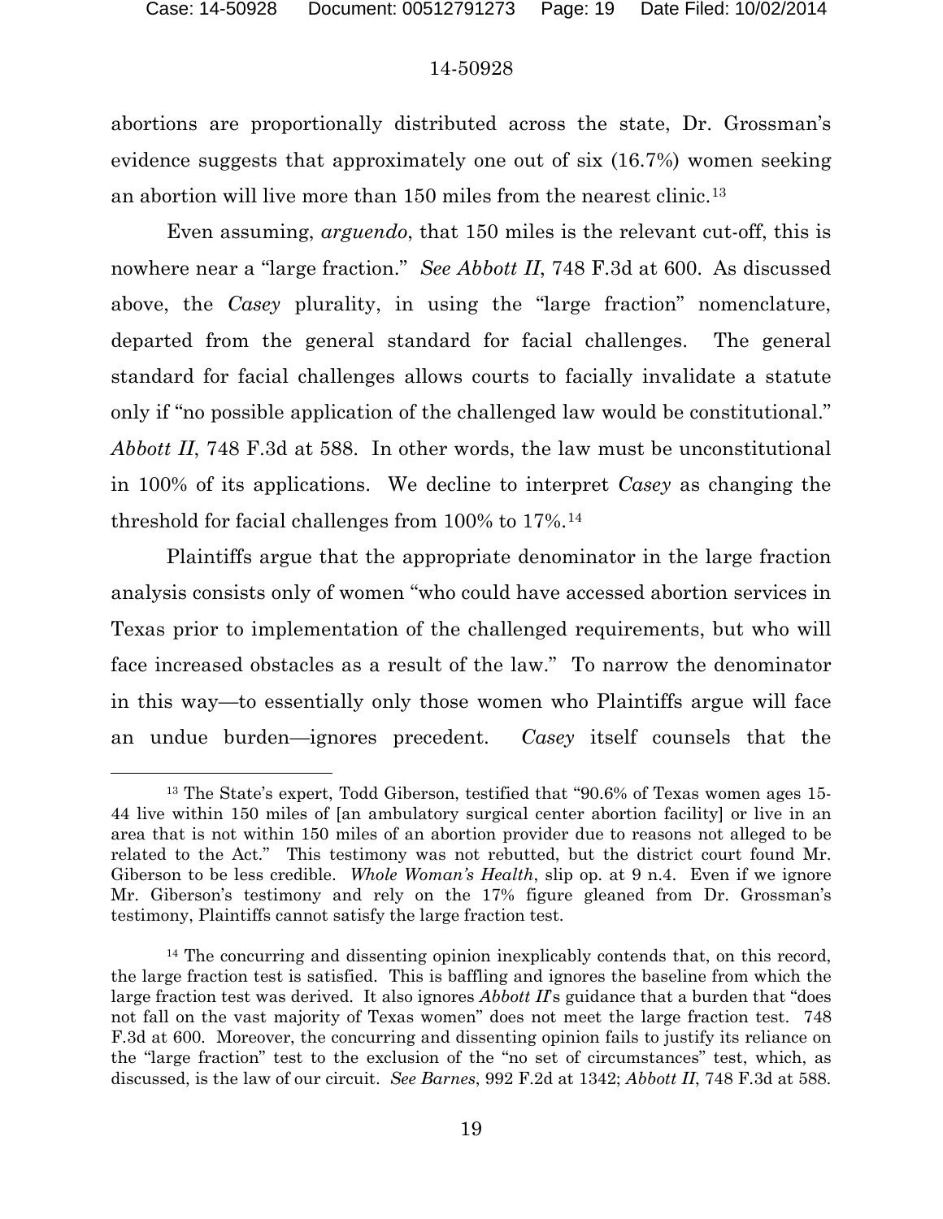abortions are proportionally distributed across the state, Dr. Grossman's evidence suggests that approximately one out of six (16.7%) women seeking an abortion will live more than 150 miles from the nearest clinic.[13]

Even assuming, *arguendo*, that 150 miles is the relevant cut-off, this is nowhere near a "large fraction." *See Abbott II*, 748 F.3d at 600. As discussed above, the *Casey* plurality, in using the "large fraction" nomenclature, departed from the general standard for facial challenges. The general standard for facial challenges allows courts to facially invalidate a statute only if "no possible application of the challenged law would be constitutional." *Abbott II*, 748 F.3d at 588. In other words, the law must be unconstitutional in 100% of its applications. We decline to interpret *Casey* as changing the threshold for facial challenges from 100% to 17%.[14]

Plaintiffs argue that the appropriate denominator in the large fraction analysis consists only of women "who could have accessed abortion services in Texas prior to implementation of the challenged requirements, but who will face increased obstacles as a result of the law." To narrow the denominator in this way—to essentially only those women who Plaintiffs argue will face an undue burden—ignores precedent. *Casey* itself counsels that the

---

[13] The State's expert, Todd Giberson, testified that "90.6% of Texas women ages 15-44 live within 150 miles of [an ambulatory surgical center abortion facility] or live in an area that is not within 150 miles of an abortion provider due to reasons not alleged to be related to the Act." This testimony was not rebutted, but the district court found Mr. Giberson to be less credible. *Whole Woman's Health*, slip op. at 9 n.4. Even if we ignore Mr. Giberson's testimony and rely on the 17% figure gleaned from Dr. Grossman's testimony, Plaintiffs cannot satisfy the large fraction test.

[14] The concurring and dissenting opinion inexplicably contends that, on this record, the large fraction test is satisfied. This is baffling and ignores the baseline from which the large fraction test was derived. It also ignores *Abbott II*'s guidance that a burden that "does not fall on the vast majority of Texas women" does not meet the large fraction test. 748 F.3d at 600. Moreover, the concurring and dissenting opinion fails to justify its reliance on the "large fraction" test to the exclusion of the "no set of circumstances" test, which, as discussed, is the law of our circuit. *See Barnes*, 992 F.2d at 1342; *Abbott II*, 748 F.3d at 588.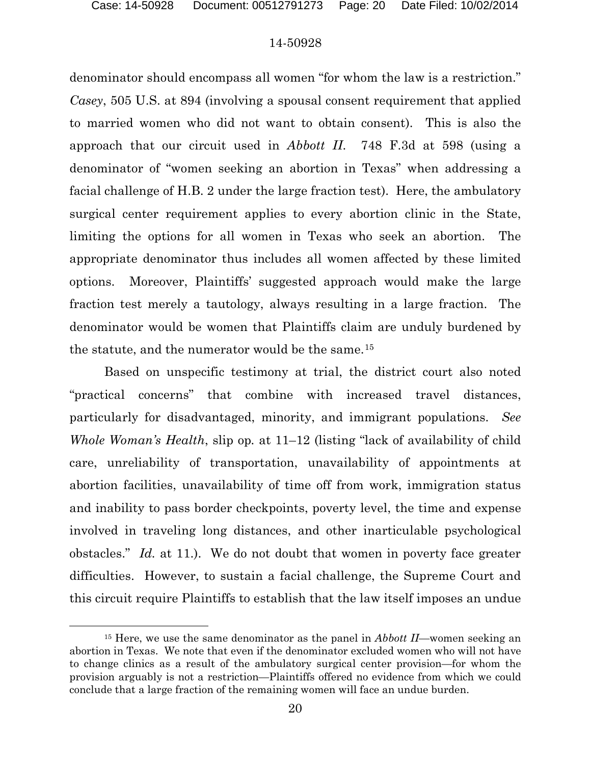denominator should encompass all women "for whom the law is a restriction." *Casey*, 505 U.S. at 894 (involving a spousal consent requirement that applied to married women who did not want to obtain consent). This is also the approach that our circuit used in *Abbott II*. 748 F.3d at 598 (using a denominator of "women seeking an abortion in Texas" when addressing a facial challenge of H.B. 2 under the large fraction test). Here, the ambulatory surgical center requirement applies to every abortion clinic in the State, limiting the options for all women in Texas who seek an abortion. The appropriate denominator thus includes all women affected by these limited options. Moreover, Plaintiffs' suggested approach would make the large fraction test merely a tautology, always resulting in a large fraction. The denominator would be women that Plaintiffs claim are unduly burdened by the statute, and the numerator would be the same.[15]

Based on unspecific testimony at trial, the district court also noted "practical concerns" that combine with increased travel distances, particularly for disadvantaged, minority, and immigrant populations. *See Whole Woman's Health*, slip op. at 11–12 (listing "lack of availability of child care, unreliability of transportation, unavailability of appointments at abortion facilities, unavailability of time off from work, immigration status and inability to pass border checkpoints, poverty level, the time and expense involved in traveling long distances, and other inarticulable psychological obstacles." *Id.* at 11.). We do not doubt that women in poverty face greater difficulties. However, to sustain a facial challenge, the Supreme Court and this circuit require Plaintiffs to establish that the law itself imposes an undue

[15] Here, we use the same denominator as the panel in *Abbott II*—women seeking an abortion in Texas. We note that even if the denominator excluded women who will not have to change clinics as a result of the ambulatory surgical center provision—for whom the provision arguably is not a restriction—Plaintiffs offered no evidence from which we could conclude that a large fraction of the remaining women will face an undue burden.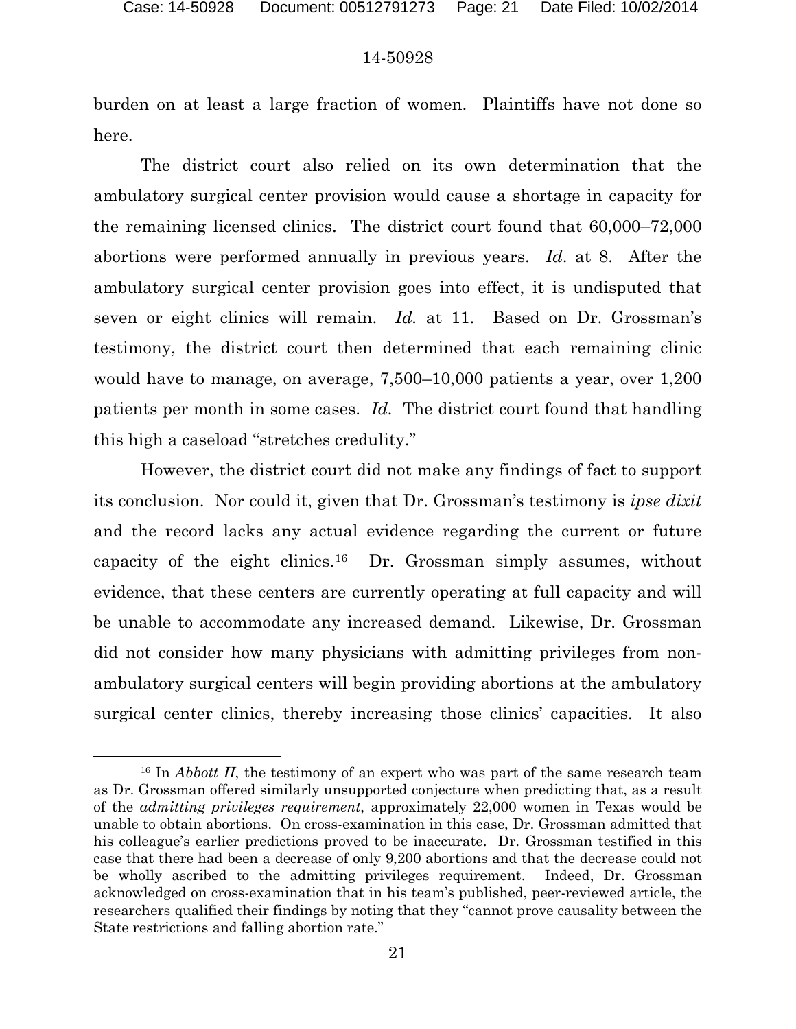burden on at least a large fraction of women. Plaintiffs have not done so here.

The district court also relied on its own determination that the ambulatory surgical center provision would cause a shortage in capacity for the remaining licensed clinics. The district court found that 60,000–72,000 abortions were performed annually in previous years. *Id*. at 8. After the ambulatory surgical center provision goes into effect, it is undisputed that seven or eight clinics will remain. *Id.* at 11. Based on Dr. Grossman's testimony, the district court then determined that each remaining clinic would have to manage, on average, 7,500–10,000 patients a year, over 1,200 patients per month in some cases. *Id.* The district court found that handling this high a caseload "stretches credulity."

However, the district court did not make any findings of fact to support its conclusion. Nor could it, given that Dr. Grossman's testimony is *ipse dixit* and the record lacks any actual evidence regarding the current or future capacity of the eight clinics.[16] Dr. Grossman simply assumes, without evidence, that these centers are currently operating at full capacity and will be unable to accommodate any increased demand. Likewise, Dr. Grossman did not consider how many physicians with admitting privileges from non-ambulatory surgical centers will begin providing abortions at the ambulatory surgical center clinics, thereby increasing those clinics' capacities. It also

[16] In *Abbott II*, the testimony of an expert who was part of the same research team as Dr. Grossman offered similarly unsupported conjecture when predicting that, as a result of the *admitting privileges requirement*, approximately 22,000 women in Texas would be unable to obtain abortions. On cross-examination in this case, Dr. Grossman admitted that his colleague's earlier predictions proved to be inaccurate. Dr. Grossman testified in this case that there had been a decrease of only 9,200 abortions and that the decrease could not be wholly ascribed to the admitting privileges requirement. Indeed, Dr. Grossman acknowledged on cross-examination that in his team's published, peer-reviewed article, the researchers qualified their findings by noting that they "cannot prove causality between the State restrictions and falling abortion rate."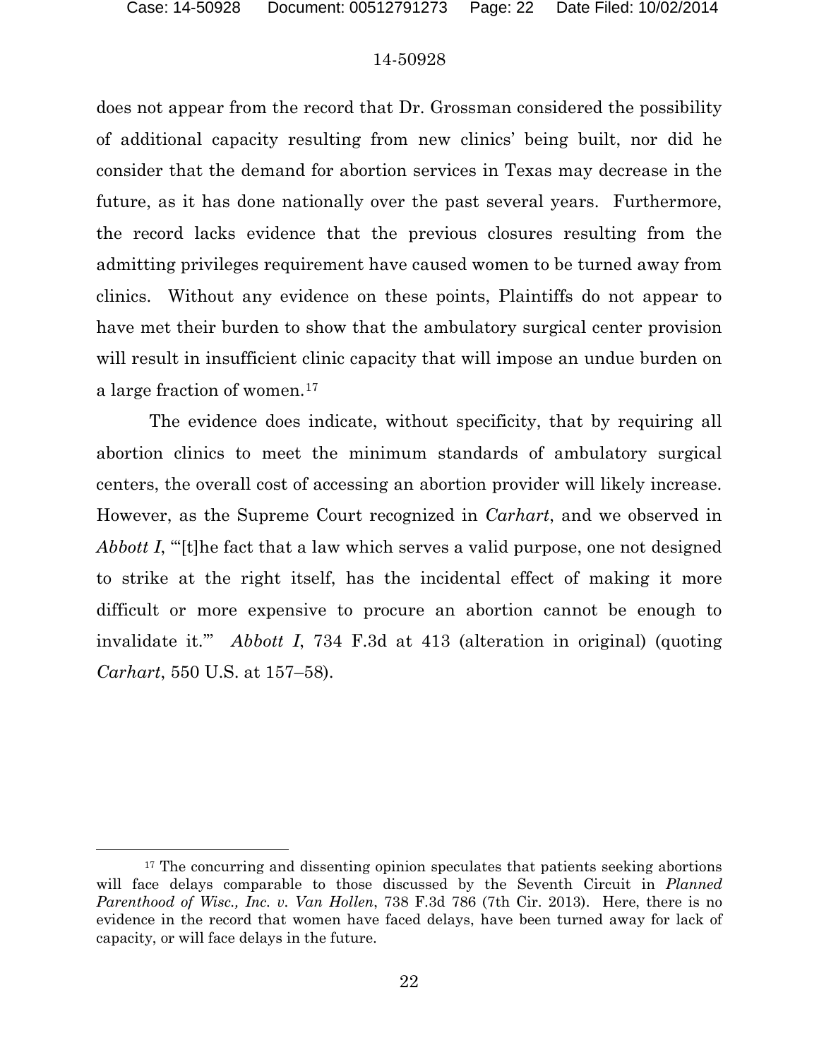does not appear from the record that Dr. Grossman considered the possibility of additional capacity resulting from new clinics' being built, nor did he consider that the demand for abortion services in Texas may decrease in the future, as it has done nationally over the past several years. Furthermore, the record lacks evidence that the previous closures resulting from the admitting privileges requirement have caused women to be turned away from clinics. Without any evidence on these points, Plaintiffs do not appear to have met their burden to show that the ambulatory surgical center provision will result in insufficient clinic capacity that will impose an undue burden on a large fraction of women.[17]

The evidence does indicate, without specificity, that by requiring all abortion clinics to meet the minimum standards of ambulatory surgical centers, the overall cost of accessing an abortion provider will likely increase. However, as the Supreme Court recognized in *Carhart*, and we observed in *Abbott I*, "'[t]he fact that a law which serves a valid purpose, one not designed to strike at the right itself, has the incidental effect of making it more difficult or more expensive to procure an abortion cannot be enough to invalidate it.'" *Abbott I*, 734 F.3d at 413 (alteration in original) (quoting *Carhart*, 550 U.S. at 157–58).

[17] The concurring and dissenting opinion speculates that patients seeking abortions will face delays comparable to those discussed by the Seventh Circuit in *Planned Parenthood of Wisc., Inc. v. Van Hollen*, 738 F.3d 786 (7th Cir. 2013). Here, there is no evidence in the record that women have faced delays, have been turned away for lack of capacity, or will face delays in the future.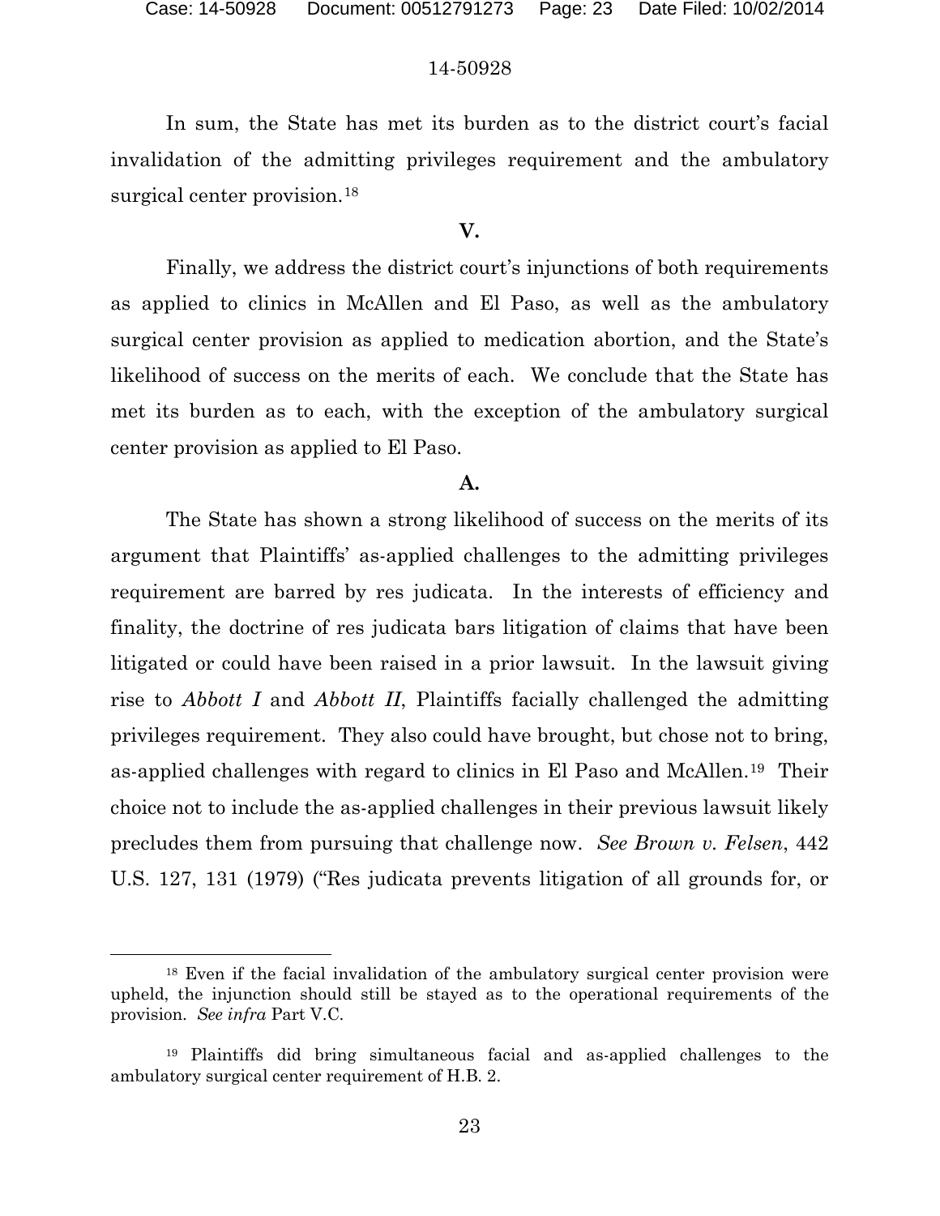In sum, the State has met its burden as to the district court's facial invalidation of the admitting privileges requirement and the ambulatory surgical center provision.[18]

## V.

Finally, we address the district court's injunctions of both requirements as applied to clinics in McAllen and El Paso, as well as the ambulatory surgical center provision as applied to medication abortion, and the State's likelihood of success on the merits of each. We conclude that the State has met its burden as to each, with the exception of the ambulatory surgical center provision as applied to El Paso.

### A.

The State has shown a strong likelihood of success on the merits of its argument that Plaintiffs' as-applied challenges to the admitting privileges requirement are barred by res judicata. In the interests of efficiency and finality, the doctrine of res judicata bars litigation of claims that have been litigated or could have been raised in a prior lawsuit. In the lawsuit giving rise to *Abbott I* and *Abbott II*, Plaintiffs facially challenged the admitting privileges requirement. They also could have brought, but chose not to bring, as-applied challenges with regard to clinics in El Paso and McAllen.[19] Their choice not to include the as-applied challenges in their previous lawsuit likely precludes them from pursuing that challenge now. *See Brown v. Felsen*, 442 U.S. 127, 131 (1979) ("Res judicata prevents litigation of all grounds for, or

---

[18] Even if the facial invalidation of the ambulatory surgical center provision were upheld, the injunction should still be stayed as to the operational requirements of the provision. *See infra* Part V.C.

[19] Plaintiffs did bring simultaneous facial and as-applied challenges to the ambulatory surgical center requirement of H.B. 2.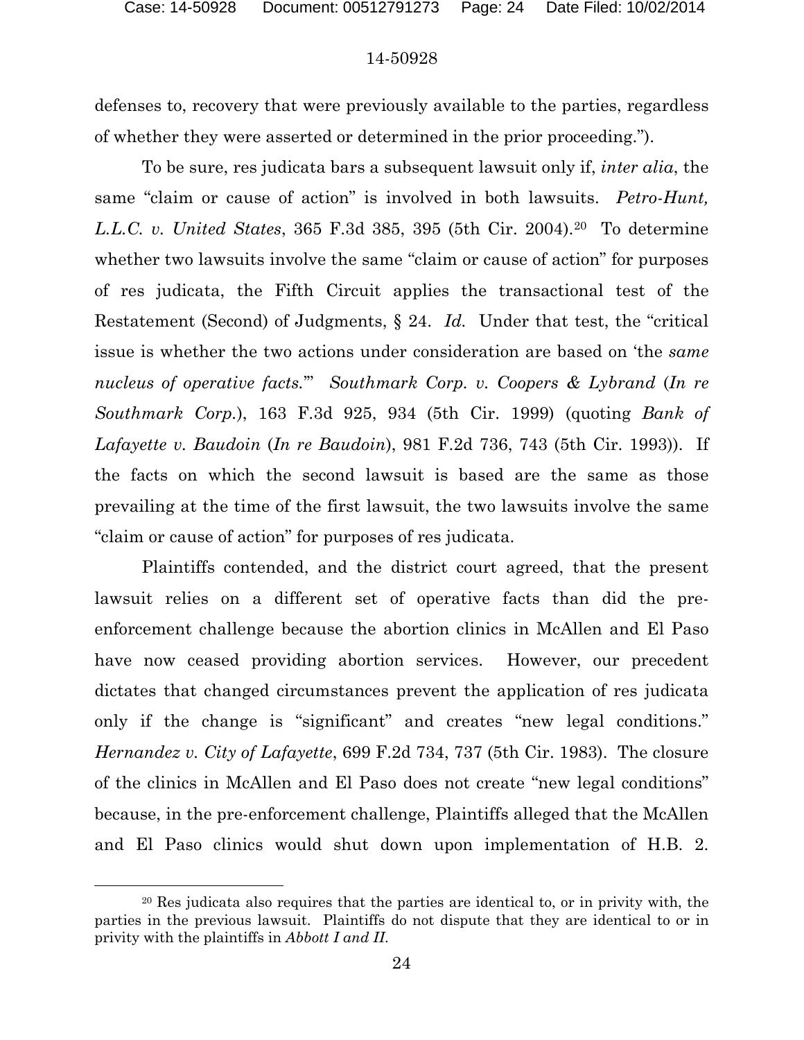defenses to, recovery that were previously available to the parties, regardless of whether they were asserted or determined in the prior proceeding.").

To be sure, res judicata bars a subsequent lawsuit only if, *inter alia*, the same "claim or cause of action" is involved in both lawsuits. *Petro-Hunt, L.L.C. v. United States*, 365 F.3d 385, 395 (5th Cir. 2004).[20] To determine whether two lawsuits involve the same "claim or cause of action" for purposes of res judicata, the Fifth Circuit applies the transactional test of the Restatement (Second) of Judgments, § 24. *Id.* Under that test, the "critical issue is whether the two actions under consideration are based on 'the *same nucleus of operative facts*.'" *Southmark Corp. v. Coopers & Lybrand* (*In re Southmark Corp.*), 163 F.3d 925, 934 (5th Cir. 1999) (quoting *Bank of Lafayette v. Baudoin* (*In re Baudoin*), 981 F.2d 736, 743 (5th Cir. 1993)). If the facts on which the second lawsuit is based are the same as those prevailing at the time of the first lawsuit, the two lawsuits involve the same "claim or cause of action" for purposes of res judicata.

Plaintiffs contended, and the district court agreed, that the present lawsuit relies on a different set of operative facts than did the pre-enforcement challenge because the abortion clinics in McAllen and El Paso have now ceased providing abortion services. However, our precedent dictates that changed circumstances prevent the application of res judicata only if the change is "significant" and creates "new legal conditions." *Hernandez v. City of Lafayette*, 699 F.2d 734, 737 (5th Cir. 1983). The closure of the clinics in McAllen and El Paso does not create "new legal conditions" because, in the pre-enforcement challenge, Plaintiffs alleged that the McAllen and El Paso clinics would shut down upon implementation of H.B. 2.

[20] Res judicata also requires that the parties are identical to, or in privity with, the parties in the previous lawsuit. Plaintiffs do not dispute that they are identical to or in privity with the plaintiffs in *Abbott I and II*.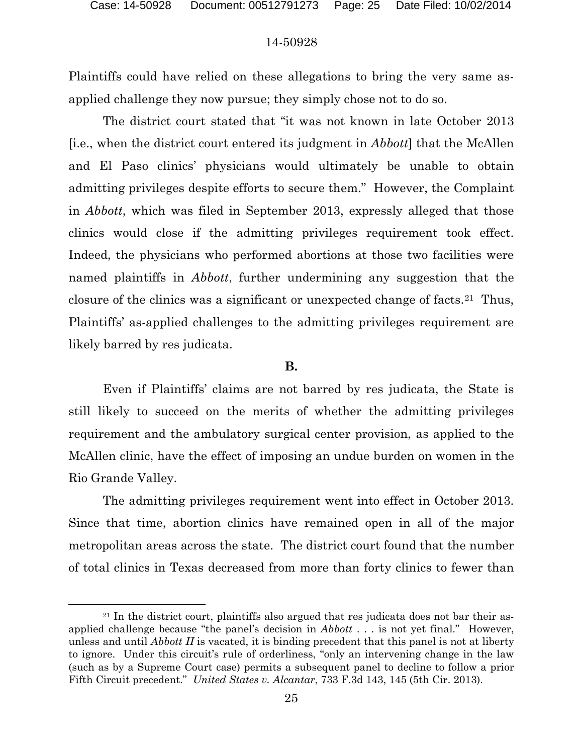Plaintiffs could have relied on these allegations to bring the very same as-applied challenge they now pursue; they simply chose not to do so.

The district court stated that "it was not known in late October 2013 [i.e., when the district court entered its judgment in *Abbott*] that the McAllen and El Paso clinics' physicians would ultimately be unable to obtain admitting privileges despite efforts to secure them." However, the Complaint in *Abbott*, which was filed in September 2013, expressly alleged that those clinics would close if the admitting privileges requirement took effect. Indeed, the physicians who performed abortions at those two facilities were named plaintiffs in *Abbott*, further undermining any suggestion that the closure of the clinics was a significant or unexpected change of facts.[21] Thus, Plaintiffs' as-applied challenges to the admitting privileges requirement are likely barred by res judicata.

**B.**

Even if Plaintiffs' claims are not barred by res judicata, the State is still likely to succeed on the merits of whether the admitting privileges requirement and the ambulatory surgical center provision, as applied to the McAllen clinic, have the effect of imposing an undue burden on women in the Rio Grande Valley.

The admitting privileges requirement went into effect in October 2013. Since that time, abortion clinics have remained open in all of the major metropolitan areas across the state. The district court found that the number of total clinics in Texas decreased from more than forty clinics to fewer than

---

[21] In the district court, plaintiffs also argued that res judicata does not bar their as-applied challenge because "the panel's decision in *Abbott* . . . is not yet final." However, unless and until *Abbott II* is vacated, it is binding precedent that this panel is not at liberty to ignore. Under this circuit's rule of orderliness, "only an intervening change in the law (such as by a Supreme Court case) permits a subsequent panel to decline to follow a prior Fifth Circuit precedent." *United States v. Alcantar*, 733 F.3d 143, 145 (5th Cir. 2013).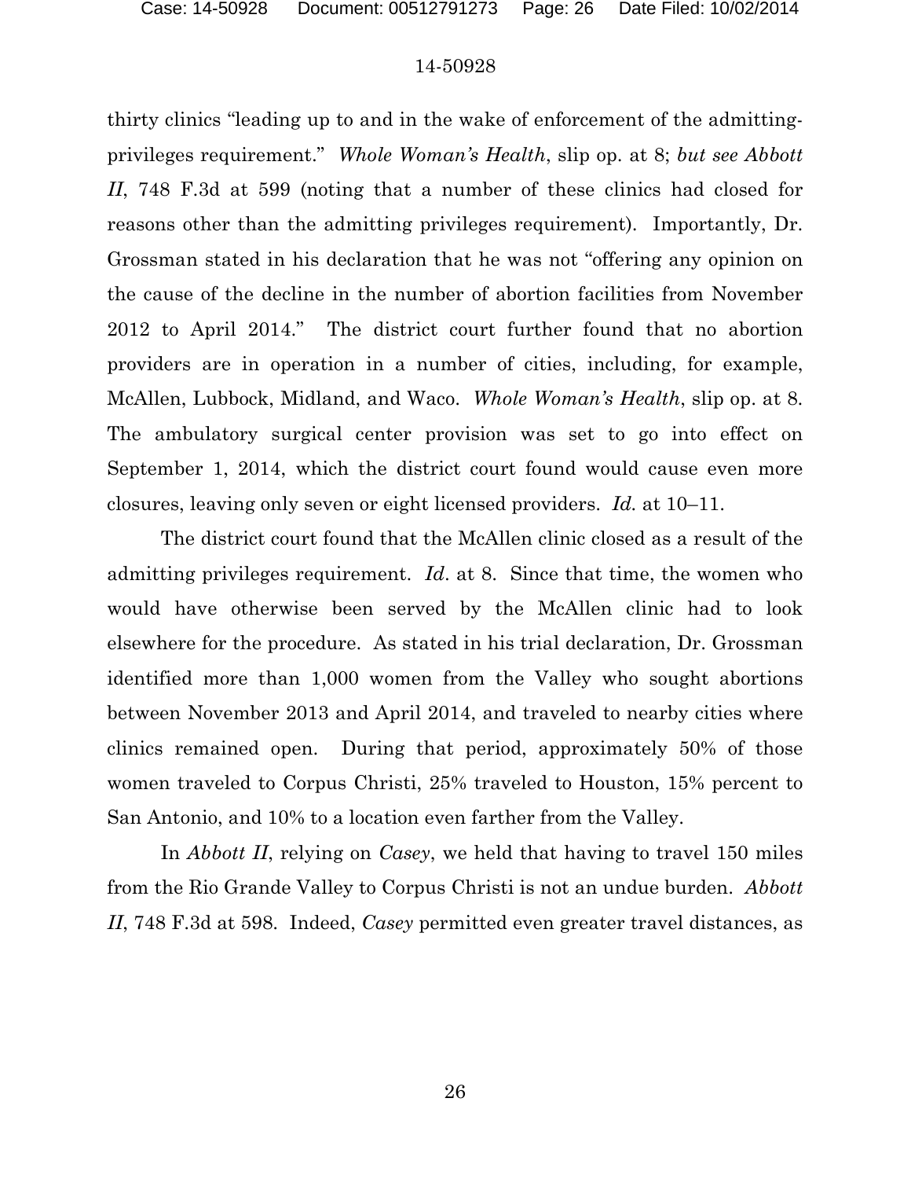thirty clinics "leading up to and in the wake of enforcement of the admitting-privileges requirement." *Whole Woman's Health*, slip op. at 8; *but see Abbott II*, 748 F.3d at 599 (noting that a number of these clinics had closed for reasons other than the admitting privileges requirement). Importantly, Dr. Grossman stated in his declaration that he was not "offering any opinion on the cause of the decline in the number of abortion facilities from November 2012 to April 2014." The district court further found that no abortion providers are in operation in a number of cities, including, for example, McAllen, Lubbock, Midland, and Waco. *Whole Woman's Health*, slip op. at 8. The ambulatory surgical center provision was set to go into effect on September 1, 2014, which the district court found would cause even more closures, leaving only seven or eight licensed providers. *Id.* at 10–11.

The district court found that the McAllen clinic closed as a result of the admitting privileges requirement. *Id*. at 8. Since that time, the women who would have otherwise been served by the McAllen clinic had to look elsewhere for the procedure. As stated in his trial declaration, Dr. Grossman identified more than 1,000 women from the Valley who sought abortions between November 2013 and April 2014, and traveled to nearby cities where clinics remained open. During that period, approximately 50% of those women traveled to Corpus Christi, 25% traveled to Houston, 15% percent to San Antonio, and 10% to a location even farther from the Valley.

In *Abbott II*, relying on *Casey*, we held that having to travel 150 miles from the Rio Grande Valley to Corpus Christi is not an undue burden. *Abbott II*, 748 F.3d at 598. Indeed, *Casey* permitted even greater travel distances, as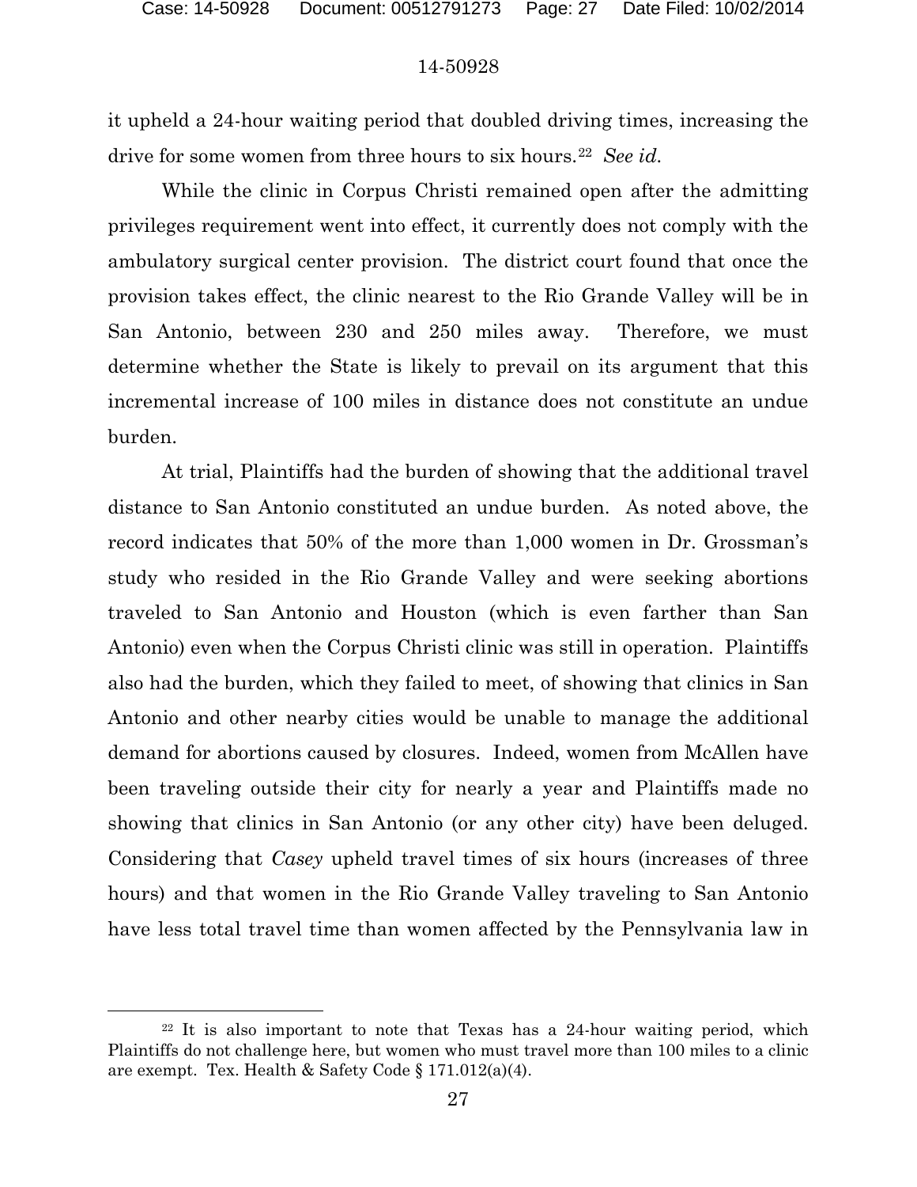it upheld a 24-hour waiting period that doubled driving times, increasing the drive for some women from three hours to six hours.[22] *See id.*

While the clinic in Corpus Christi remained open after the admitting privileges requirement went into effect, it currently does not comply with the ambulatory surgical center provision. The district court found that once the provision takes effect, the clinic nearest to the Rio Grande Valley will be in San Antonio, between 230 and 250 miles away. Therefore, we must determine whether the State is likely to prevail on its argument that this incremental increase of 100 miles in distance does not constitute an undue burden.

At trial, Plaintiffs had the burden of showing that the additional travel distance to San Antonio constituted an undue burden. As noted above, the record indicates that 50% of the more than 1,000 women in Dr. Grossman's study who resided in the Rio Grande Valley and were seeking abortions traveled to San Antonio and Houston (which is even farther than San Antonio) even when the Corpus Christi clinic was still in operation. Plaintiffs also had the burden, which they failed to meet, of showing that clinics in San Antonio and other nearby cities would be unable to manage the additional demand for abortions caused by closures. Indeed, women from McAllen have been traveling outside their city for nearly a year and Plaintiffs made no showing that clinics in San Antonio (or any other city) have been deluged. Considering that *Casey* upheld travel times of six hours (increases of three hours) and that women in the Rio Grande Valley traveling to San Antonio have less total travel time than women affected by the Pennsylvania law in

[22] It is also important to note that Texas has a 24-hour waiting period, which Plaintiffs do not challenge here, but women who must travel more than 100 miles to a clinic are exempt. Tex. Health & Safety Code § 171.012(a)(4).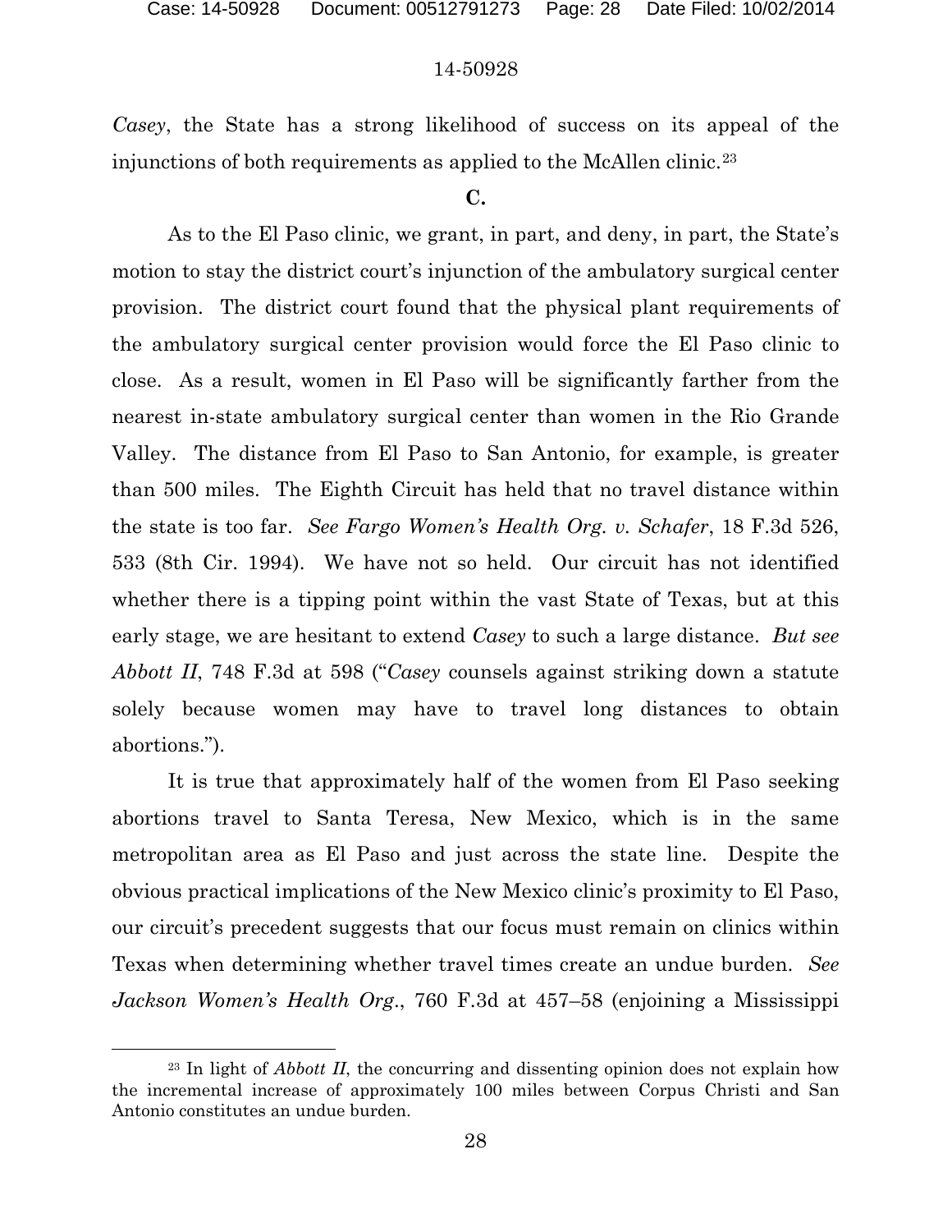*Casey*, the State has a strong likelihood of success on its appeal of the injunctions of both requirements as applied to the McAllen clinic.[23]

**C.**

As to the El Paso clinic, we grant, in part, and deny, in part, the State's motion to stay the district court's injunction of the ambulatory surgical center provision. The district court found that the physical plant requirements of the ambulatory surgical center provision would force the El Paso clinic to close. As a result, women in El Paso will be significantly farther from the nearest in-state ambulatory surgical center than women in the Rio Grande Valley. The distance from El Paso to San Antonio, for example, is greater than 500 miles. The Eighth Circuit has held that no travel distance within the state is too far. *See Fargo Women's Health Org. v. Schafer*, 18 F.3d 526, 533 (8th Cir. 1994). We have not so held. Our circuit has not identified whether there is a tipping point within the vast State of Texas, but at this early stage, we are hesitant to extend *Casey* to such a large distance. *But see Abbott II*, 748 F.3d at 598 ("*Casey* counsels against striking down a statute solely because women may have to travel long distances to obtain abortions.").

It is true that approximately half of the women from El Paso seeking abortions travel to Santa Teresa, New Mexico, which is in the same metropolitan area as El Paso and just across the state line. Despite the obvious practical implications of the New Mexico clinic's proximity to El Paso, our circuit's precedent suggests that our focus must remain on clinics within Texas when determining whether travel times create an undue burden. *See Jackson Women's Health Org.*, 760 F.3d at 457–58 (enjoining a Mississippi

---

[23] In light of *Abbott II*, the concurring and dissenting opinion does not explain how the incremental increase of approximately 100 miles between Corpus Christi and San Antonio constitutes an undue burden.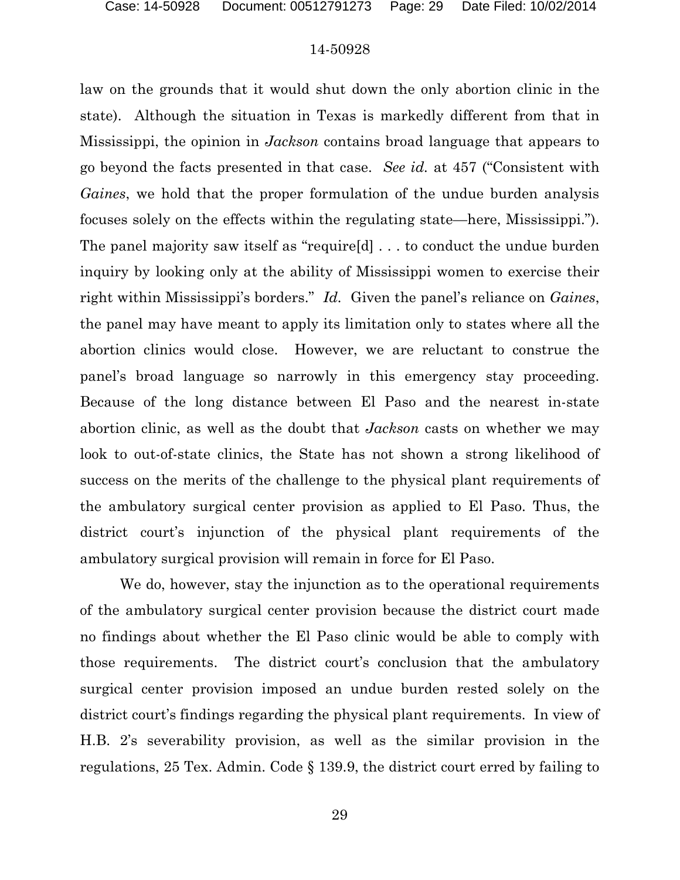law on the grounds that it would shut down the only abortion clinic in the state). Although the situation in Texas is markedly different from that in Mississippi, the opinion in *Jackson* contains broad language that appears to go beyond the facts presented in that case. *See id.* at 457 ("Consistent with *Gaines*, we hold that the proper formulation of the undue burden analysis focuses solely on the effects within the regulating state—here, Mississippi."). The panel majority saw itself as "require[d] . . . to conduct the undue burden inquiry by looking only at the ability of Mississippi women to exercise their right within Mississippi's borders." *Id.* Given the panel's reliance on *Gaines*, the panel may have meant to apply its limitation only to states where all the abortion clinics would close. However, we are reluctant to construe the panel's broad language so narrowly in this emergency stay proceeding. Because of the long distance between El Paso and the nearest in-state abortion clinic, as well as the doubt that *Jackson* casts on whether we may look to out-of-state clinics, the State has not shown a strong likelihood of success on the merits of the challenge to the physical plant requirements of the ambulatory surgical center provision as applied to El Paso. Thus, the district court's injunction of the physical plant requirements of the ambulatory surgical provision will remain in force for El Paso.

We do, however, stay the injunction as to the operational requirements of the ambulatory surgical center provision because the district court made no findings about whether the El Paso clinic would be able to comply with those requirements. The district court's conclusion that the ambulatory surgical center provision imposed an undue burden rested solely on the district court's findings regarding the physical plant requirements. In view of H.B. 2's severability provision, as well as the similar provision in the regulations, 25 Tex. Admin. Code § 139.9, the district court erred by failing to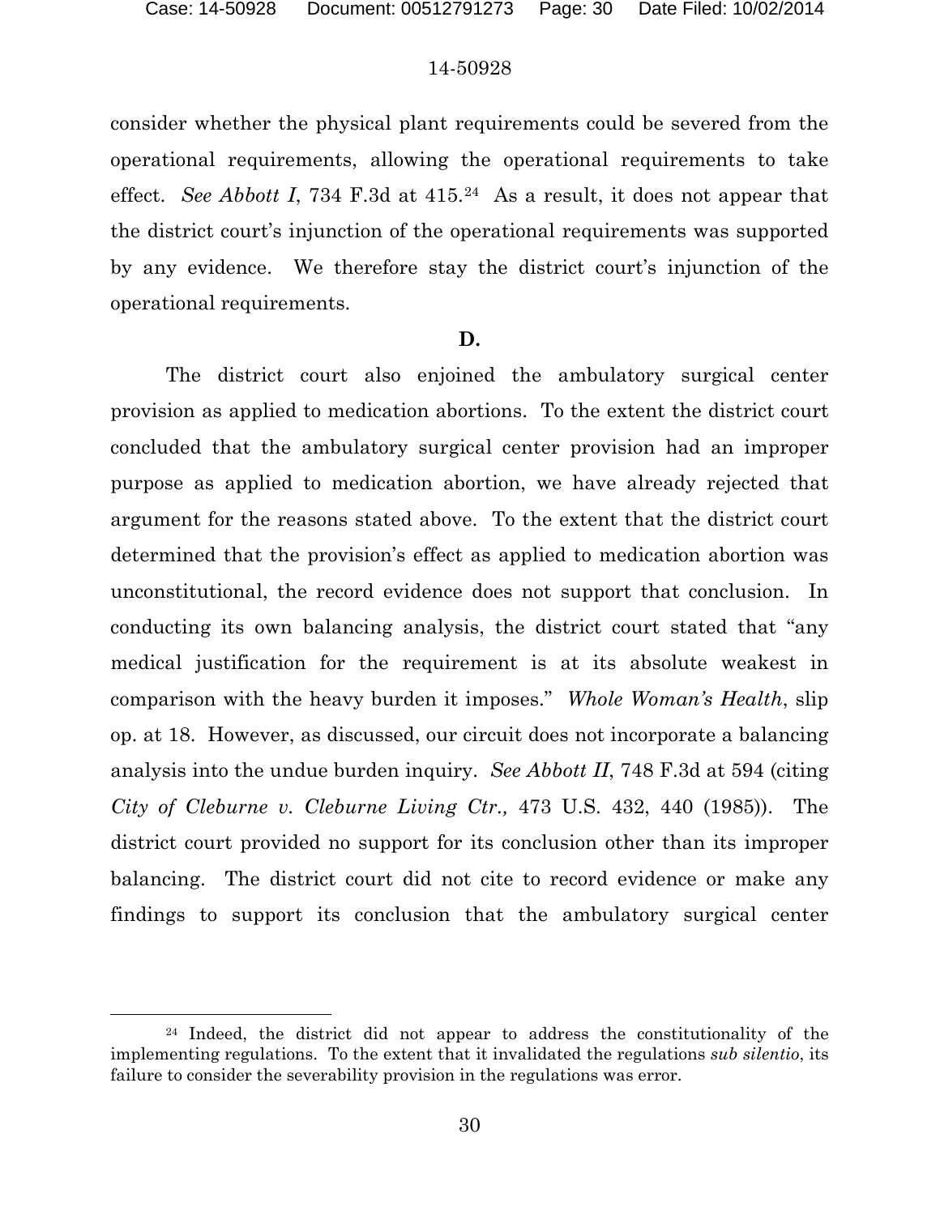consider whether the physical plant requirements could be severed from the operational requirements, allowing the operational requirements to take effect. *See Abbott I*, 734 F.3d at 415.[24] As a result, it does not appear that the district court's injunction of the operational requirements was supported by any evidence. We therefore stay the district court's injunction of the operational requirements.

**D.**

The district court also enjoined the ambulatory surgical center provision as applied to medication abortions. To the extent the district court concluded that the ambulatory surgical center provision had an improper purpose as applied to medication abortion, we have already rejected that argument for the reasons stated above. To the extent that the district court determined that the provision's effect as applied to medication abortion was unconstitutional, the record evidence does not support that conclusion. In conducting its own balancing analysis, the district court stated that "any medical justification for the requirement is at its absolute weakest in comparison with the heavy burden it imposes." *Whole Woman's Health*, slip op. at 18. However, as discussed, our circuit does not incorporate a balancing analysis into the undue burden inquiry. *See Abbott II*, 748 F.3d at 594 (citing *City of Cleburne v. Cleburne Living Ctr.,* 473 U.S. 432, 440 (1985)). The district court provided no support for its conclusion other than its improper balancing. The district court did not cite to record evidence or make any findings to support its conclusion that the ambulatory surgical center

---

[24] Indeed, the district did not appear to address the constitutionality of the implementing regulations. To the extent that it invalidated the regulations *sub silentio*, its failure to consider the severability provision in the regulations was error.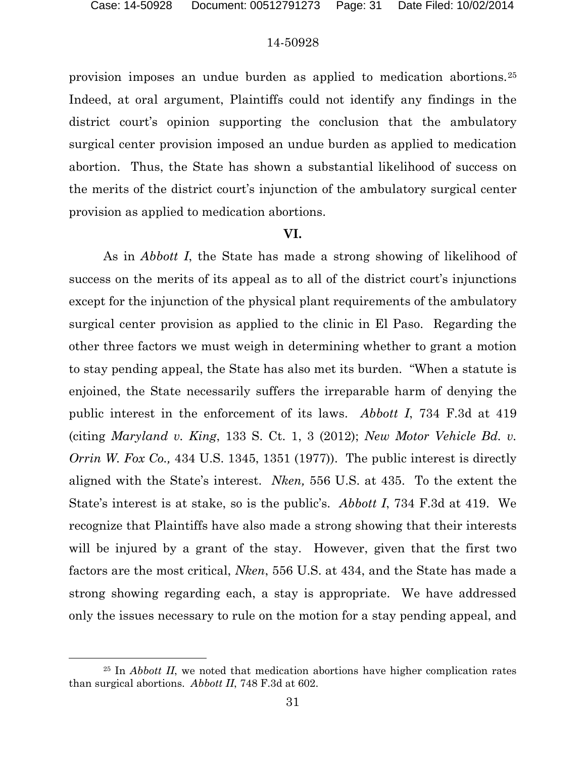provision imposes an undue burden as applied to medication abortions.[25] Indeed, at oral argument, Plaintiffs could not identify any findings in the district court's opinion supporting the conclusion that the ambulatory surgical center provision imposed an undue burden as applied to medication abortion. Thus, the State has shown a substantial likelihood of success on the merits of the district court's injunction of the ambulatory surgical center provision as applied to medication abortions.

**VI.**

As in *Abbott I*, the State has made a strong showing of likelihood of success on the merits of its appeal as to all of the district court's injunctions except for the injunction of the physical plant requirements of the ambulatory surgical center provision as applied to the clinic in El Paso. Regarding the other three factors we must weigh in determining whether to grant a motion to stay pending appeal, the State has also met its burden. "When a statute is enjoined, the State necessarily suffers the irreparable harm of denying the public interest in the enforcement of its laws. *Abbott I*, 734 F.3d at 419 (citing *Maryland v. King*, 133 S. Ct. 1, 3 (2012); *New Motor Vehicle Bd. v. Orrin W. Fox Co.,* 434 U.S. 1345, 1351 (1977)). The public interest is directly aligned with the State's interest. *Nken,* 556 U.S. at 435. To the extent the State's interest is at stake, so is the public's. *Abbott I*, 734 F.3d at 419. We recognize that Plaintiffs have also made a strong showing that their interests will be injured by a grant of the stay. However, given that the first two factors are the most critical, *Nken*, 556 U.S. at 434, and the State has made a strong showing regarding each, a stay is appropriate. We have addressed only the issues necessary to rule on the motion for a stay pending appeal, and

[25] In *Abbott II*, we noted that medication abortions have higher complication rates than surgical abortions. *Abbott II*, 748 F.3d at 602.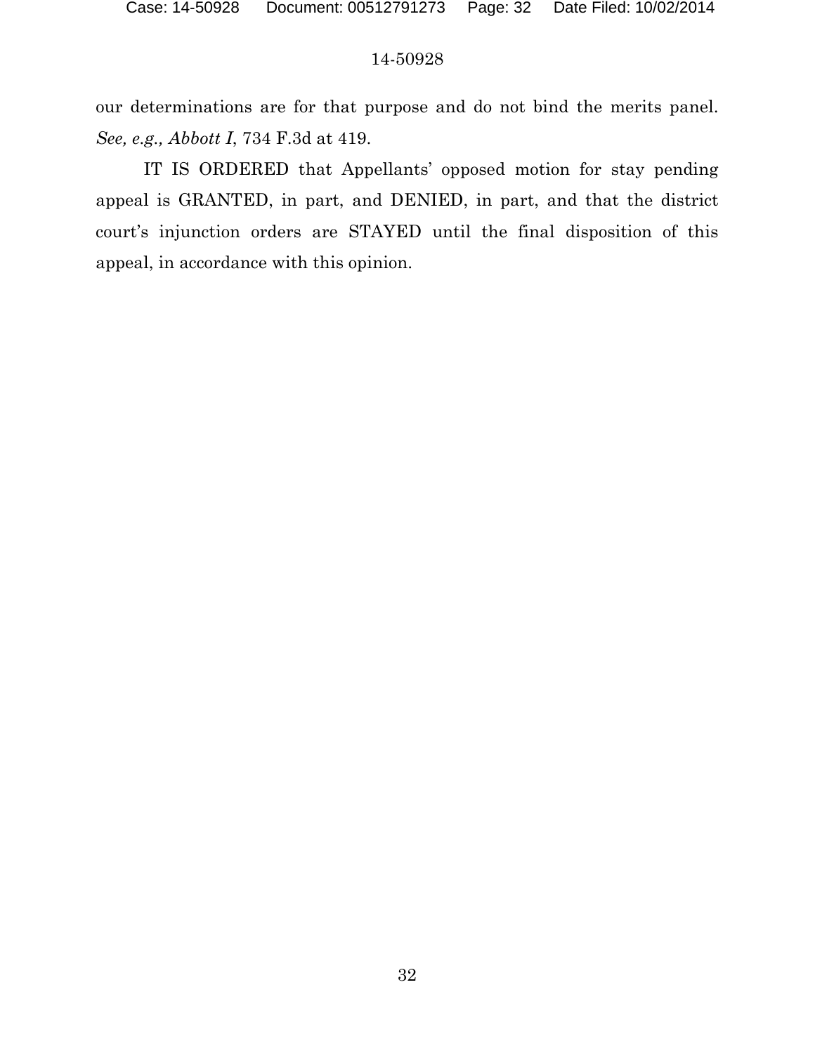our determinations are for that purpose and do not bind the merits panel. *See, e.g., Abbott I*, 734 F.3d at 419.

IT IS ORDERED that Appellants' opposed motion for stay pending appeal is GRANTED, in part, and DENIED, in part, and that the district court's injunction orders are STAYED until the final disposition of this appeal, in accordance with this opinion.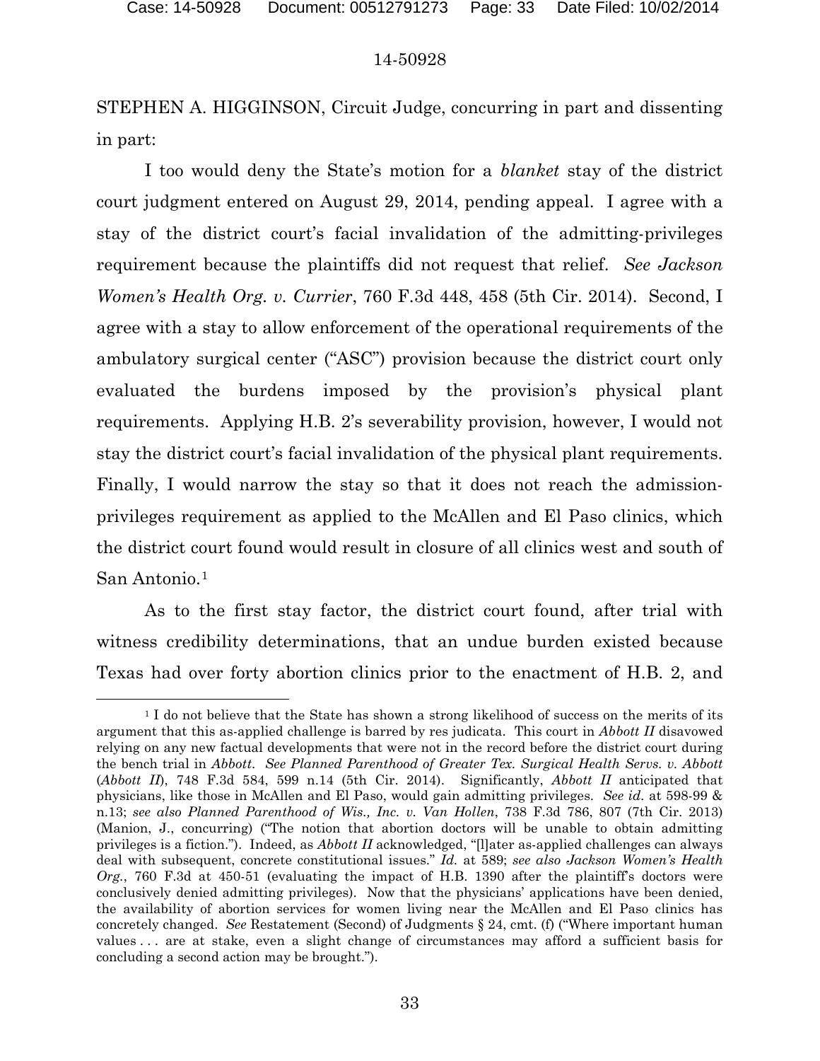STEPHEN A. HIGGINSON, Circuit Judge, concurring in part and dissenting in part:

I too would deny the State's motion for a *blanket* stay of the district court judgment entered on August 29, 2014, pending appeal. I agree with a stay of the district court's facial invalidation of the admitting-privileges requirement because the plaintiffs did not request that relief. *See Jackson Women's Health Org. v. Currier*, 760 F.3d 448, 458 (5th Cir. 2014). Second, I agree with a stay to allow enforcement of the operational requirements of the ambulatory surgical center ("ASC") provision because the district court only evaluated the burdens imposed by the provision's physical plant requirements. Applying H.B. 2's severability provision, however, I would not stay the district court's facial invalidation of the physical plant requirements. Finally, I would narrow the stay so that it does not reach the admission-privileges requirement as applied to the McAllen and El Paso clinics, which the district court found would result in closure of all clinics west and south of San Antonio.[1]

As to the first stay factor, the district court found, after trial with witness credibility determinations, that an undue burden existed because Texas had over forty abortion clinics prior to the enactment of H.B. 2, and

---

[1] I do not believe that the State has shown a strong likelihood of success on the merits of its argument that this as-applied challenge is barred by res judicata. This court in *Abbott II* disavowed relying on any new factual developments that were not in the record before the district court during the bench trial in *Abbott*. *See Planned Parenthood of Greater Tex. Surgical Health Servs. v. Abbott* (*Abbott II*), 748 F.3d 584, 599 n.14 (5th Cir. 2014). Significantly, *Abbott II* anticipated that physicians, like those in McAllen and El Paso, would gain admitting privileges. *See id.* at 598-99 & n.13; *see also Planned Parenthood of Wis., Inc. v. Van Hollen*, 738 F.3d 786, 807 (7th Cir. 2013) (Manion, J., concurring) ("The notion that abortion doctors will be unable to obtain admitting privileges is a fiction."). Indeed, as *Abbott II* acknowledged, "[l]ater as-applied challenges can always deal with subsequent, concrete constitutional issues." *Id.* at 589; *see also Jackson Women's Health Org.*, 760 F.3d at 450-51 (evaluating the impact of H.B. 1390 after the plaintiff's doctors were conclusively denied admitting privileges). Now that the physicians' applications have been denied, the availability of abortion services for women living near the McAllen and El Paso clinics has concretely changed. *See* Restatement (Second) of Judgments § 24, cmt. (f) ("Where important human values . . . are at stake, even a slight change of circumstances may afford a sufficient basis for concluding a second action may be brought.").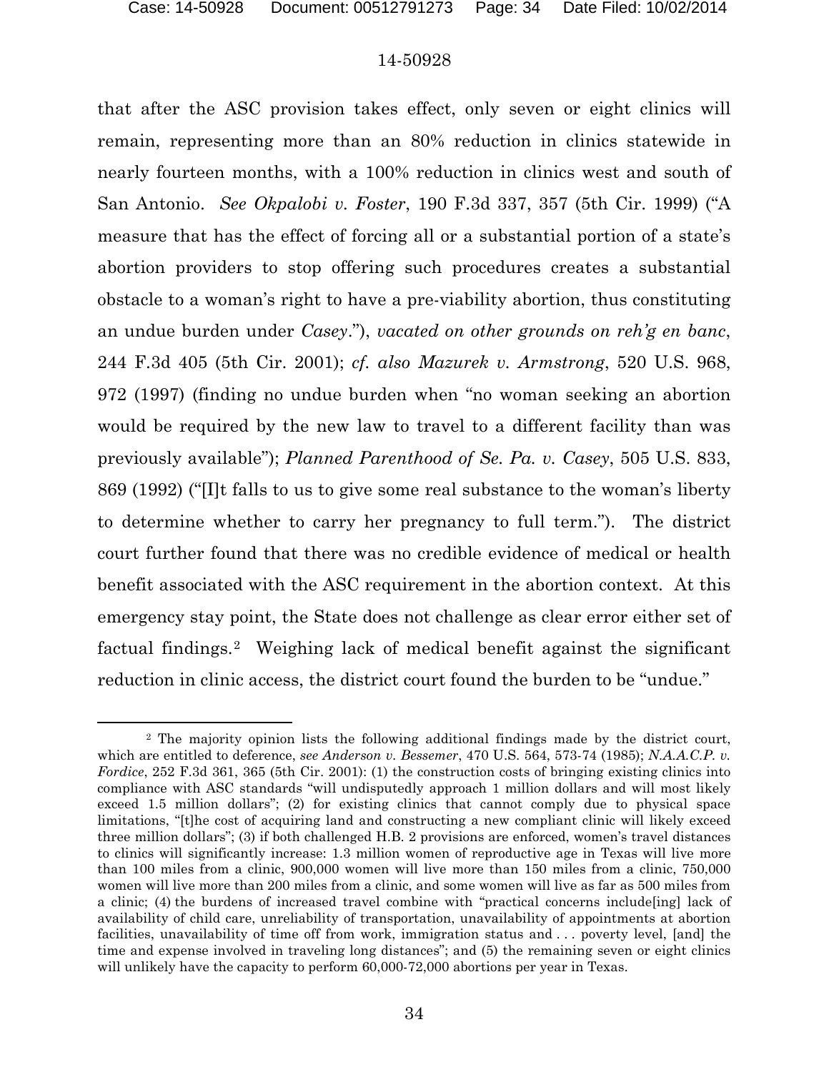that after the ASC provision takes effect, only seven or eight clinics will remain, representing more than an 80% reduction in clinics statewide in nearly fourteen months, with a 100% reduction in clinics west and south of San Antonio. *See Okpalobi v. Foster*, 190 F.3d 337, 357 (5th Cir. 1999) ("A measure that has the effect of forcing all or a substantial portion of a state's abortion providers to stop offering such procedures creates a substantial obstacle to a woman's right to have a pre-viability abortion, thus constituting an undue burden under *Casey*."), *vacated on other grounds on reh'g en banc*, 244 F.3d 405 (5th Cir. 2001); *cf. also Mazurek v. Armstrong*, 520 U.S. 968, 972 (1997) (finding no undue burden when "no woman seeking an abortion would be required by the new law to travel to a different facility than was previously available"); *Planned Parenthood of Se. Pa. v. Casey*, 505 U.S. 833, 869 (1992) ("[I]t falls to us to give some real substance to the woman's liberty to determine whether to carry her pregnancy to full term."). The district court further found that there was no credible evidence of medical or health benefit associated with the ASC requirement in the abortion context. At this emergency stay point, the State does not challenge as clear error either set of factual findings.[2] Weighing lack of medical benefit against the significant reduction in clinic access, the district court found the burden to be "undue."

[2] The majority opinion lists the following additional findings made by the district court, which are entitled to deference, *see Anderson v. Bessemer*, 470 U.S. 564, 573-74 (1985); *N.A.A.C.P. v. Fordice*, 252 F.3d 361, 365 (5th Cir. 2001): (1) the construction costs of bringing existing clinics into compliance with ASC standards "will undisputedly approach 1 million dollars and will most likely exceed 1.5 million dollars"; (2) for existing clinics that cannot comply due to physical space limitations, "[t]he cost of acquiring land and constructing a new compliant clinic will likely exceed three million dollars"; (3) if both challenged H.B. 2 provisions are enforced, women's travel distances to clinics will significantly increase: 1.3 million women of reproductive age in Texas will live more than 100 miles from a clinic, 900,000 women will live more than 150 miles from a clinic, 750,000 women will live more than 200 miles from a clinic, and some women will live as far as 500 miles from a clinic; (4) the burdens of increased travel combine with "practical concerns include[ing] lack of availability of child care, unreliability of transportation, unavailability of appointments at abortion facilities, unavailability of time off from work, immigration status and . . . poverty level, [and] the time and expense involved in traveling long distances"; and (5) the remaining seven or eight clinics will unlikely have the capacity to perform 60,000-72,000 abortions per year in Texas.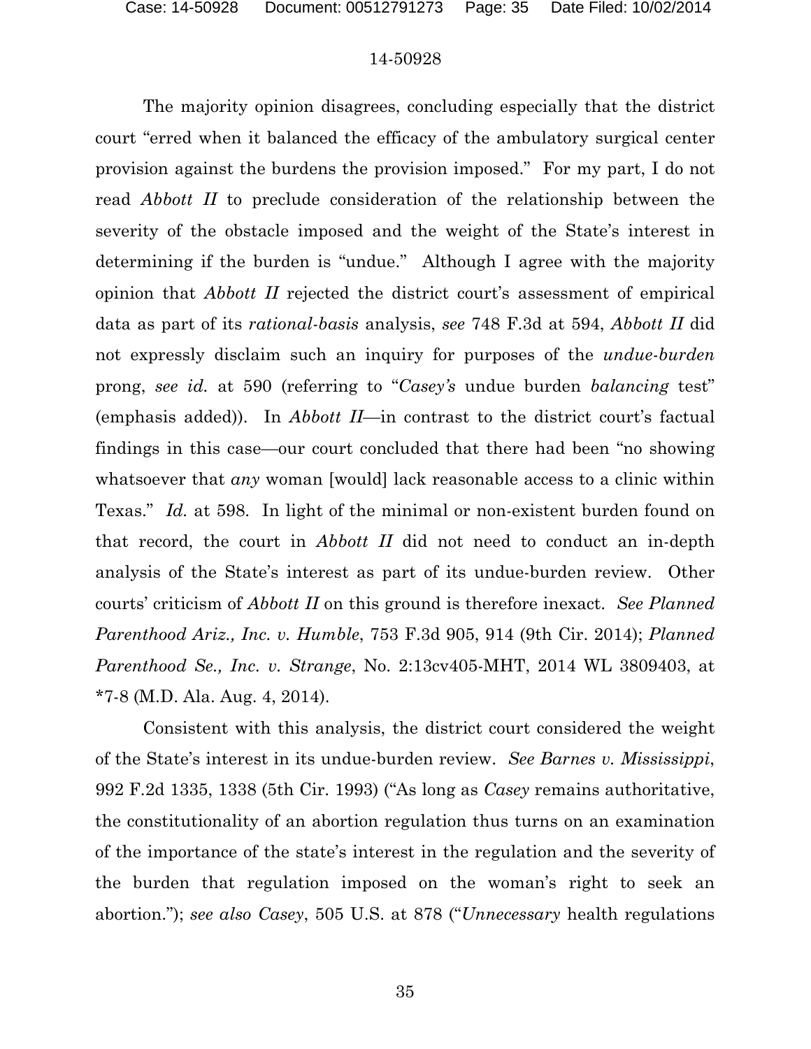The majority opinion disagrees, concluding especially that the district court "erred when it balanced the efficacy of the ambulatory surgical center provision against the burdens the provision imposed." For my part, I do not read *Abbott II* to preclude consideration of the relationship between the severity of the obstacle imposed and the weight of the State's interest in determining if the burden is "undue." Although I agree with the majority opinion that *Abbott II* rejected the district court's assessment of empirical data as part of its *rational-basis* analysis, *see* 748 F.3d at 594, *Abbott II* did not expressly disclaim such an inquiry for purposes of the *undue-burden* prong, *see id.* at 590 (referring to "*Casey's* undue burden *balancing* test" (emphasis added)). In *Abbott II*—in contrast to the district court's factual findings in this case—our court concluded that there had been "no showing whatsoever that *any* woman [would] lack reasonable access to a clinic within Texas." *Id.* at 598. In light of the minimal or non-existent burden found on that record, the court in *Abbott II* did not need to conduct an in-depth analysis of the State's interest as part of its undue-burden review. Other courts' criticism of *Abbott II* on this ground is therefore inexact. *See Planned Parenthood Ariz., Inc. v. Humble*, 753 F.3d 905, 914 (9th Cir. 2014); *Planned Parenthood Se., Inc. v. Strange*, No. 2:13cv405-MHT, 2014 WL 3809403, at *7-8 (M.D. Ala. Aug. 4, 2014).

Consistent with this analysis, the district court considered the weight of the State's interest in its undue-burden review. *See Barnes v. Mississippi*, 992 F.2d 1335, 1338 (5th Cir. 1993) ("As long as *Casey* remains authoritative, the constitutionality of an abortion regulation thus turns on an examination of the importance of the state's interest in the regulation and the severity of the burden that regulation imposed on the woman's right to seek an abortion."); *see also Casey*, 505 U.S. at 878 ("*Unnecessary* health regulations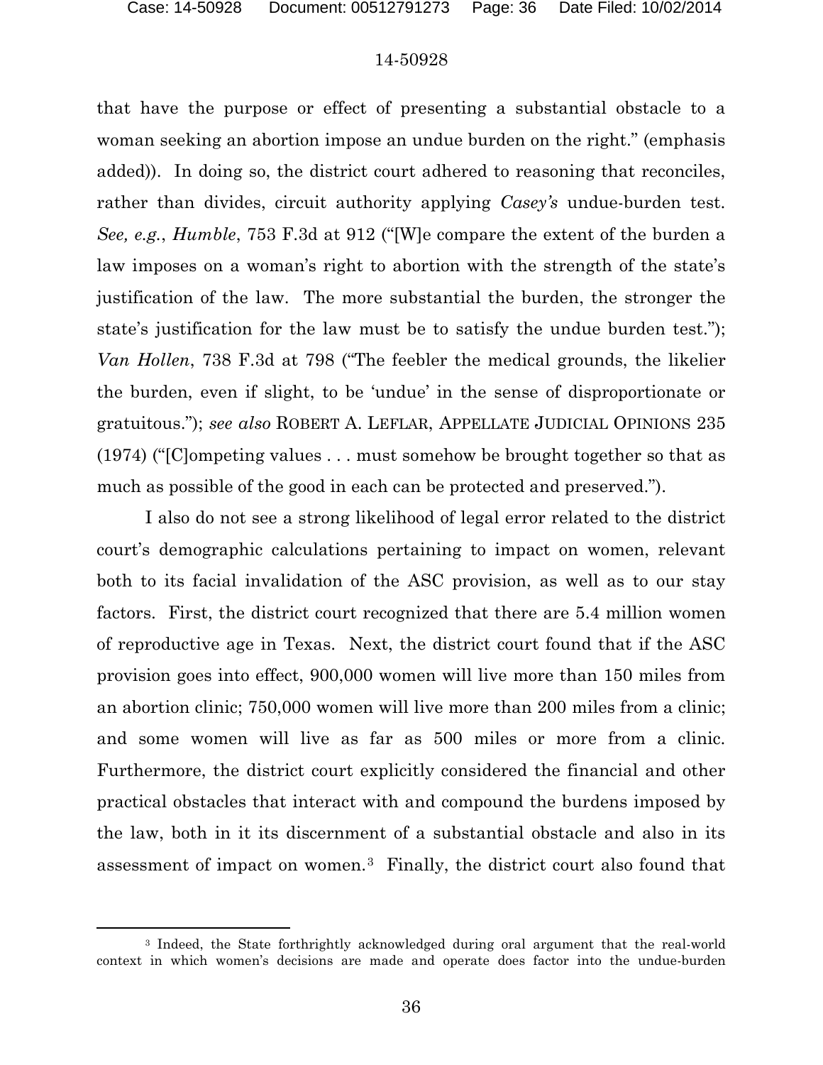that have the purpose or effect of presenting a substantial obstacle to a woman seeking an abortion impose an undue burden on the right." (emphasis added)). In doing so, the district court adhered to reasoning that reconciles, rather than divides, circuit authority applying *Casey's* undue-burden test. *See, e.g.*, *Humble*, 753 F.3d at 912 ("[W]e compare the extent of the burden a law imposes on a woman's right to abortion with the strength of the state's justification of the law. The more substantial the burden, the stronger the state's justification for the law must be to satisfy the undue burden test."); *Van Hollen*, 738 F.3d at 798 ("The feebler the medical grounds, the likelier the burden, even if slight, to be 'undue' in the sense of disproportionate or gratuitous."); *see also* ROBERT A. LEFLAR, APPELLATE JUDICIAL OPINIONS 235 (1974) ("[C]ompeting values . . . must somehow be brought together so that as much as possible of the good in each can be protected and preserved.").

I also do not see a strong likelihood of legal error related to the district court's demographic calculations pertaining to impact on women, relevant both to its facial invalidation of the ASC provision, as well as to our stay factors. First, the district court recognized that there are 5.4 million women of reproductive age in Texas. Next, the district court found that if the ASC provision goes into effect, 900,000 women will live more than 150 miles from an abortion clinic; 750,000 women will live more than 200 miles from a clinic; and some women will live as far as 500 miles or more from a clinic. Furthermore, the district court explicitly considered the financial and other practical obstacles that interact with and compound the burdens imposed by the law, both in it its discernment of a substantial obstacle and also in its assessment of impact on women.[3] Finally, the district court also found that

[3] Indeed, the State forthrightly acknowledged during oral argument that the real-world context in which women's decisions are made and operate does factor into the undue-burden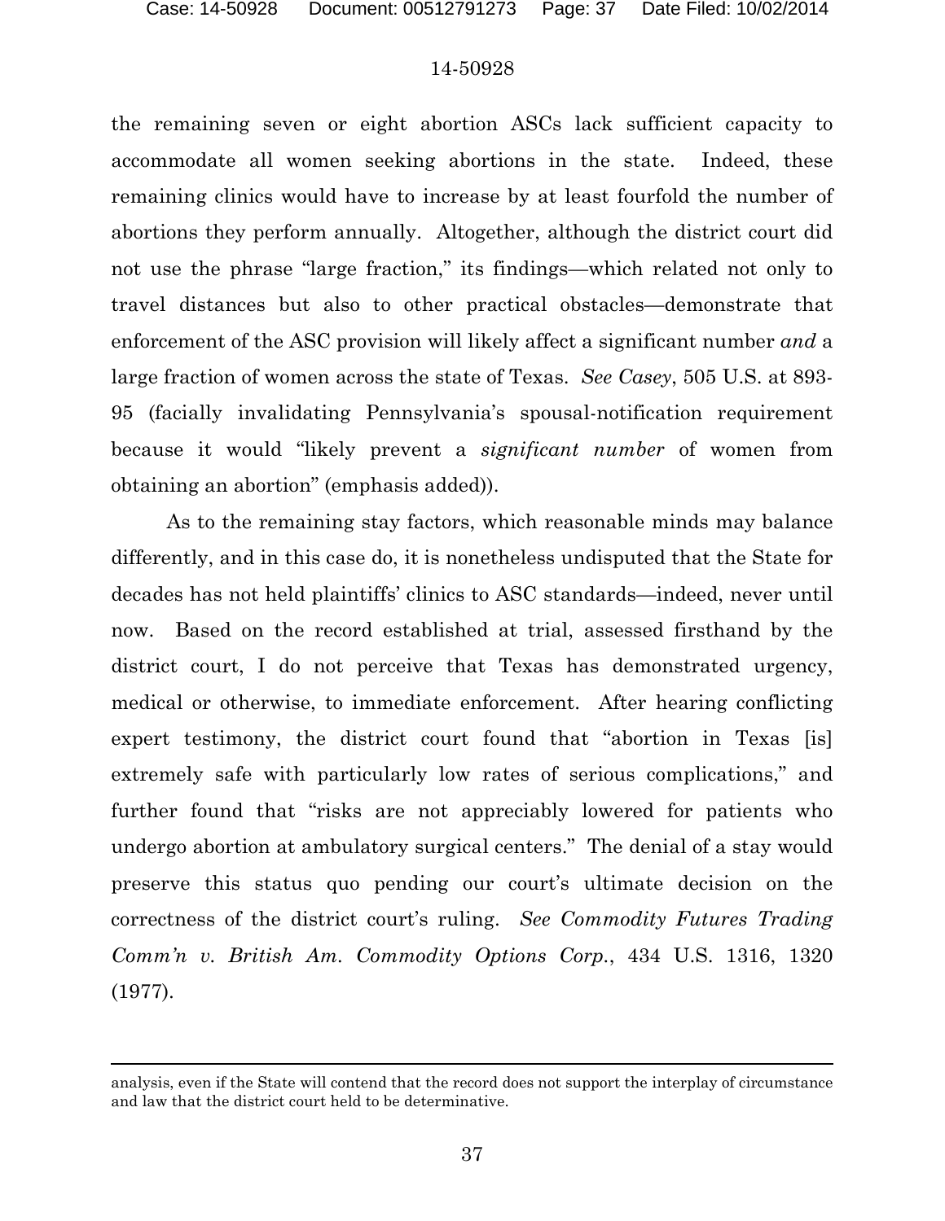the remaining seven or eight abortion ASCs lack sufficient capacity to accommodate all women seeking abortions in the state. Indeed, these remaining clinics would have to increase by at least fourfold the number of abortions they perform annually. Altogether, although the district court did not use the phrase "large fraction," its findings—which related not only to travel distances but also to other practical obstacles—demonstrate that enforcement of the ASC provision will likely affect a significant number *and* a large fraction of women across the state of Texas. *See Casey*, 505 U.S. at 893-95 (facially invalidating Pennsylvania's spousal-notification requirement because it would "likely prevent a *significant number* of women from obtaining an abortion" (emphasis added)).

As to the remaining stay factors, which reasonable minds may balance differently, and in this case do, it is nonetheless undisputed that the State for decades has not held plaintiffs' clinics to ASC standards—indeed, never until now. Based on the record established at trial, assessed firsthand by the district court, I do not perceive that Texas has demonstrated urgency, medical or otherwise, to immediate enforcement. After hearing conflicting expert testimony, the district court found that "abortion in Texas [is] extremely safe with particularly low rates of serious complications," and further found that "risks are not appreciably lowered for patients who undergo abortion at ambulatory surgical centers." The denial of a stay would preserve this status quo pending our court's ultimate decision on the correctness of the district court's ruling. *See Commodity Futures Trading Comm'n v. British Am. Commodity Options Corp.*, 434 U.S. 1316, 1320 (1977).

---

analysis, even if the State will contend that the record does not support the interplay of circumstance and law that the district court held to be determinative.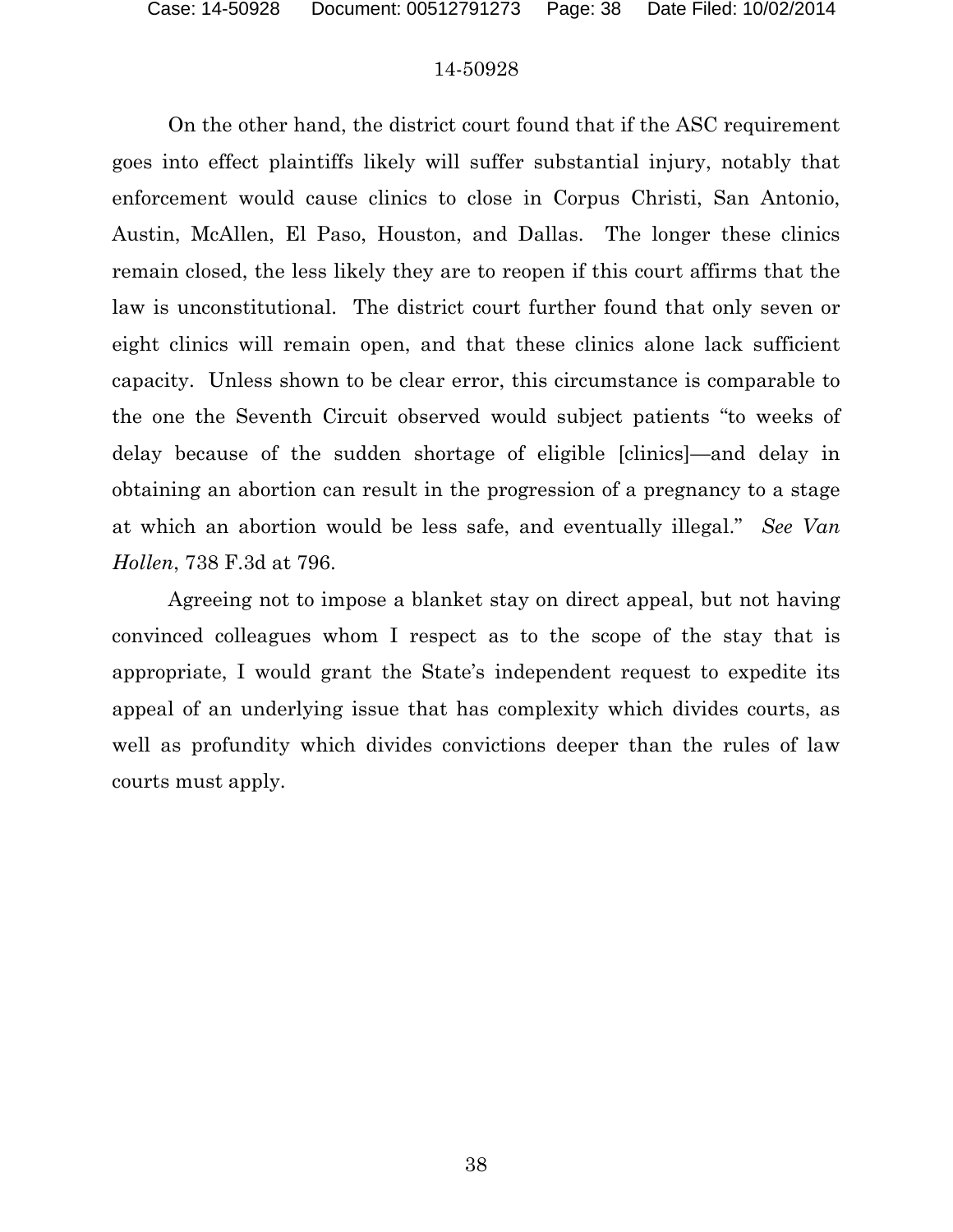On the other hand, the district court found that if the ASC requirement goes into effect plaintiffs likely will suffer substantial injury, notably that enforcement would cause clinics to close in Corpus Christi, San Antonio, Austin, McAllen, El Paso, Houston, and Dallas. The longer these clinics remain closed, the less likely they are to reopen if this court affirms that the law is unconstitutional. The district court further found that only seven or eight clinics will remain open, and that these clinics alone lack sufficient capacity. Unless shown to be clear error, this circumstance is comparable to the one the Seventh Circuit observed would subject patients "to weeks of delay because of the sudden shortage of eligible [clinics]—and delay in obtaining an abortion can result in the progression of a pregnancy to a stage at which an abortion would be less safe, and eventually illegal." *See Van Hollen*, 738 F.3d at 796.

Agreeing not to impose a blanket stay on direct appeal, but not having convinced colleagues whom I respect as to the scope of the stay that is appropriate, I would grant the State's independent request to expedite its appeal of an underlying issue that has complexity which divides courts, as well as profundity which divides convictions deeper than the rules of law courts must apply.